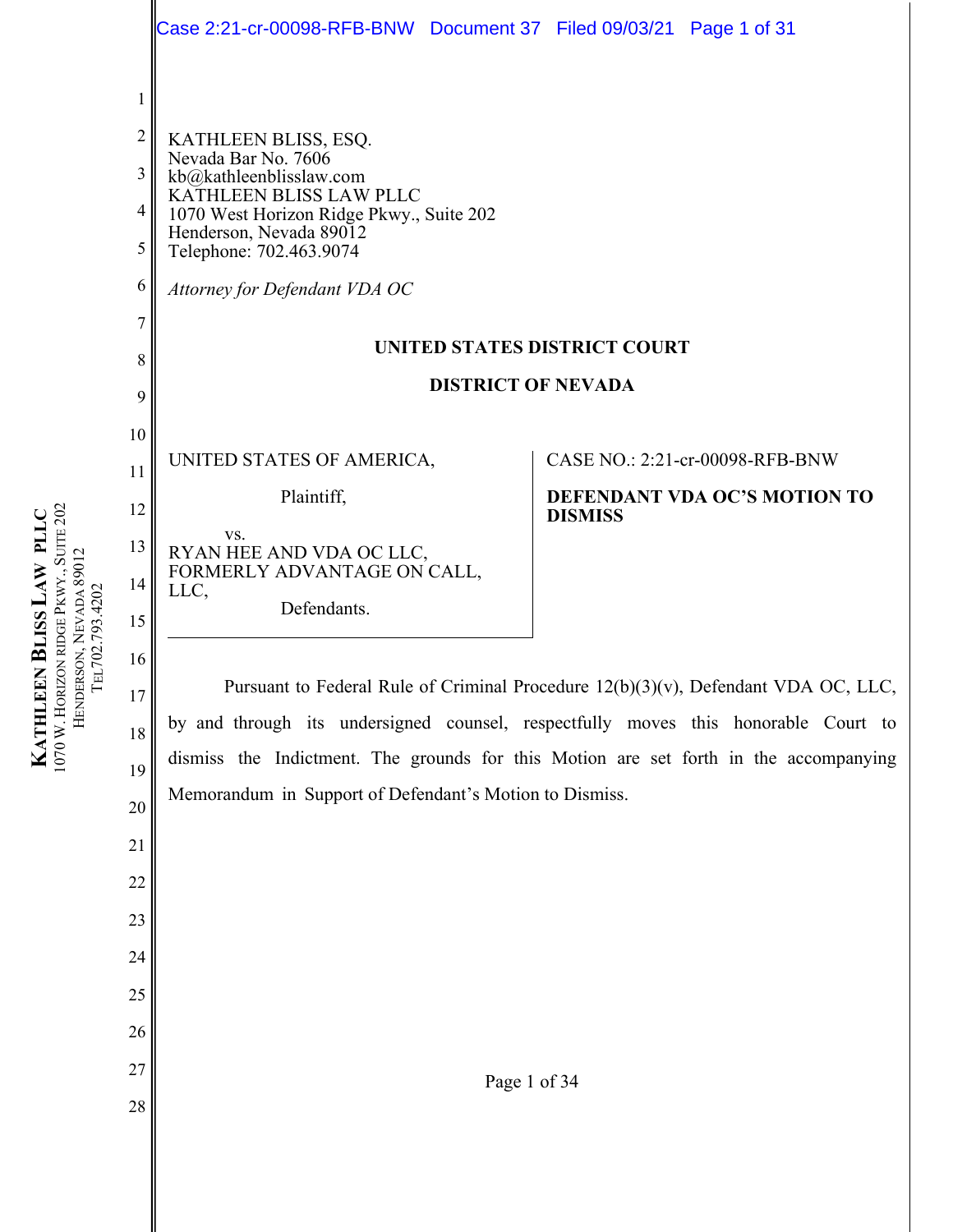KATHLEEN BLISS, ESQ.
Nevada Bar No. 7606
kb@kathleenblisslaw.com
KATHLEEN BLISS LAW PLLC
1070 West Horizon Ridge Pkwy., Suite 202
Henderson, Nevada 89012
Telephone: 702.463.9074

*Attorney for Defendant VDA OC*

**UNITED STATES DISTRICT COURT**

**DISTRICT OF NEVADA**

| | |
|---|---|
| UNITED STATES OF AMERICA,<br><br>Plaintiff,<br><br>vs.<br>RYAN HEE AND VDA OC LLC, FORMERLY ADVANTAGE ON CALL, LLC,<br><br>Defendants. | CASE NO.: 2:21-cr-00098-RFB-BNW<br><br>**DEFENDANT VDA OC'S MOTION TO DISMISS** |

Pursuant to Federal Rule of Criminal Procedure 12(b)(3)(v), Defendant VDA OC, LLC, by and through its undersigned counsel, respectfully moves this honorable Court to dismiss the Indictment. The grounds for this Motion are set forth in the accompanying Memorandum in Support of Defendant's Motion to Dismiss.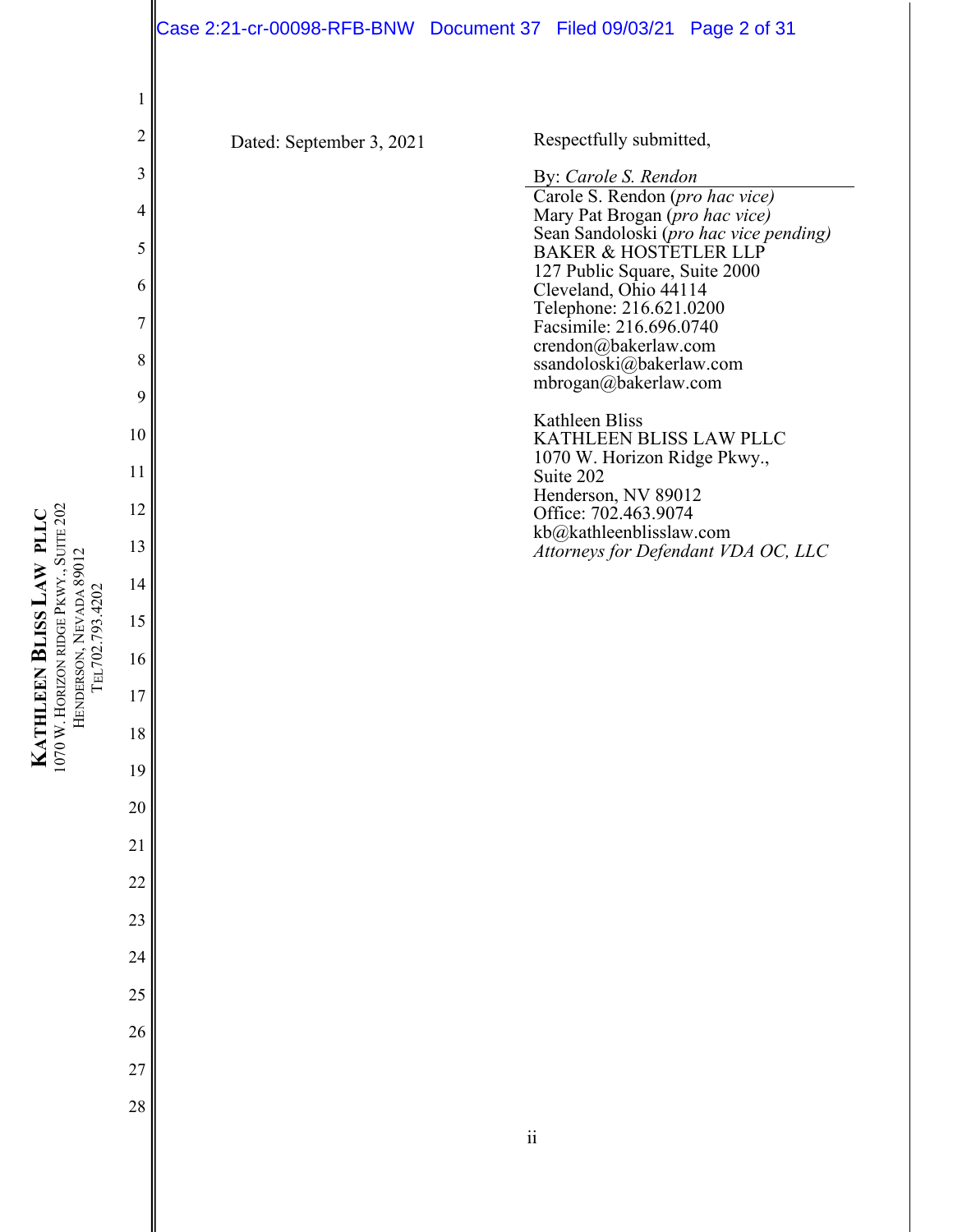Dated: September 3, 2021

Respectfully submitted,

By: *Carole S. Rendon*

Carole S. Rendon (*pro hac vice)*
Mary Pat Brogan (*pro hac vice)*
Sean Sandoloski (*pro hac vice pending)*
BAKER & HOSTETLER LLP
127 Public Square, Suite 2000
Cleveland, Ohio 44114
Telephone: 216.621.0200
Facsimile: 216.696.0740
crendon@bakerlaw.com
ssandoloski@bakerlaw.com
mbrogan@bakerlaw.com

Kathleen Bliss
KATHLEEN BLISS LAW PLLC
1070 W. Horizon Ridge Pkwy.,
Suite 202
Henderson, NV 89012
Office: 702.463.9074
kb@kathleenblisslaw.com
*Attorneys for Defendant VDA OC, LLC*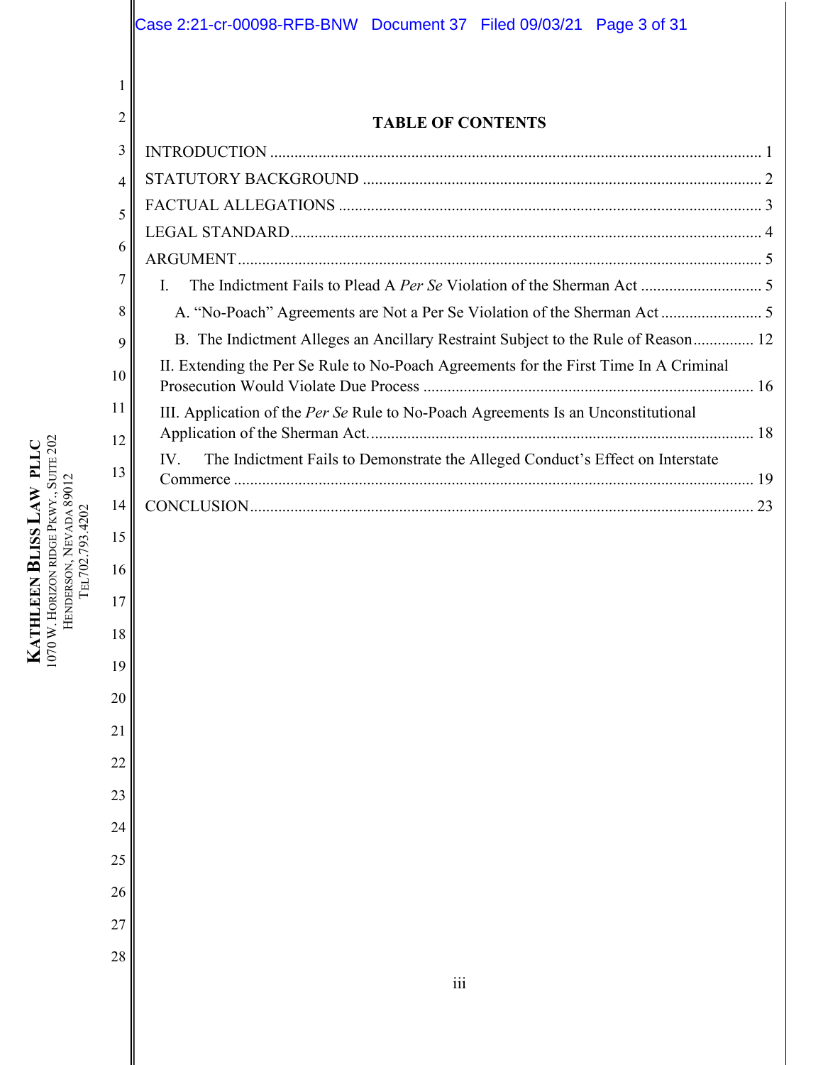## TABLE OF CONTENTS

INTRODUCTION ........................................................................................................................ 1

STATUTORY BACKGROUND .................................................................................................. 2

FACTUAL ALLEGATIONS ........................................................................................................ 3

LEGAL STANDARD.................................................................................................................... 4

ARGUMENT ................................................................................................................................. 5

- I. The Indictment Fails to Plead A *Per Se* Violation of the Sherman Act ............................. 5
  - A. "No-Poach" Agreements are Not a Per Se Violation of the Sherman Act ......................... 5
  - B. The Indictment Alleges an Ancillary Restraint Subject to the Rule of Reason............... 12
- II. Extending the Per Se Rule to No-Poach Agreements for the First Time In A Criminal Prosecution Would Violate Due Process .................................................................................. 16
- III. Application of the *Per Se* Rule to No-Poach Agreements Is an Unconstitutional Application of the Sherman Act................................................................................................ 18
- IV. The Indictment Fails to Demonstrate the Alleged Conduct's Effect on Interstate Commerce ................................................................................................................................ 19

CONCLUSION............................................................................................................................ 23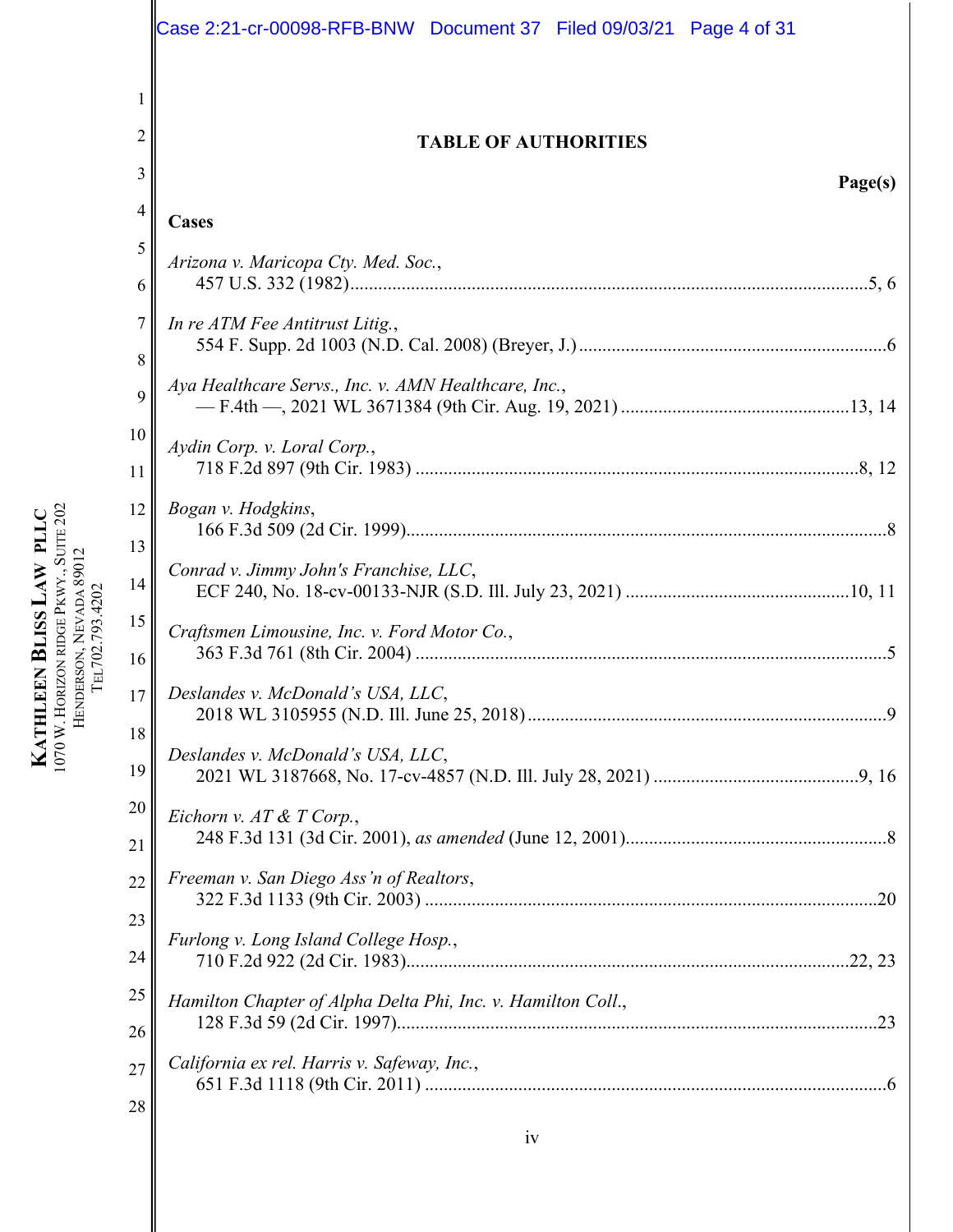## TABLE OF AUTHORITIES

**Page(s)**

**Cases**

*Arizona v. Maricopa Cty. Med. Soc.*,
457 U.S. 332 (1982) ... 5, 6

*In re ATM Fee Antitrust Litig.*,
554 F. Supp. 2d 1003 (N.D. Cal. 2008) (Breyer, J.) ... 6

*Aya Healthcare Servs., Inc. v. AMN Healthcare, Inc.*,
— F.4th —, 2021 WL 3671384 (9th Cir. Aug. 19, 2021) ... 13, 14

*Aydin Corp. v. Loral Corp.*,
718 F.2d 897 (9th Cir. 1983) ... 8, 12

*Bogan v. Hodgkins*,
166 F.3d 509 (2d Cir. 1999) ... 8

*Conrad v. Jimmy John's Franchise, LLC*,
ECF 240, No. 18-cv-00133-NJR (S.D. Ill. July 23, 2021) ... 10, 11

*Craftsmen Limousine, Inc. v. Ford Motor Co.*,
363 F.3d 761 (8th Cir. 2004) ... 5

*Deslandes v. McDonald's USA, LLC*,
2018 WL 3105955 (N.D. Ill. June 25, 2018) ... 9

*Deslandes v. McDonald's USA, LLC*,
2021 WL 3187668, No. 17-cv-4857 (N.D. Ill. July 28, 2021) ... 9, 16

*Eichorn v. AT & T Corp.*,
248 F.3d 131 (3d Cir. 2001), *as amended* (June 12, 2001) ... 8

*Freeman v. San Diego Ass'n of Realtors*,
322 F.3d 1133 (9th Cir. 2003) ... 20

*Furlong v. Long Island College Hosp.*,
710 F.2d 922 (2d Cir. 1983) ... 22, 23

*Hamilton Chapter of Alpha Delta Phi, Inc. v. Hamilton Coll.*,
128 F.3d 59 (2d Cir. 1997) ... 23

*California ex rel. Harris v. Safeway, Inc.*,
651 F.3d 1118 (9th Cir. 2011) ... 6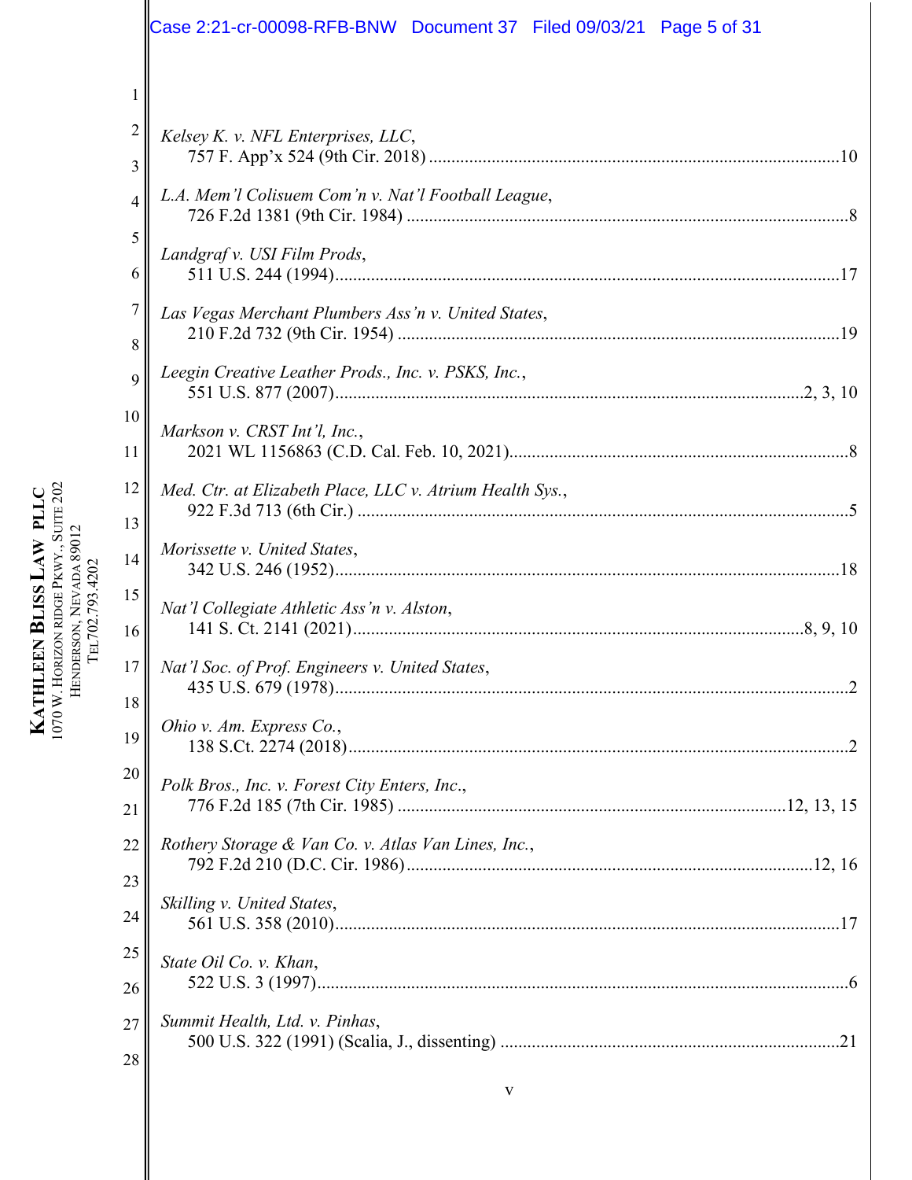*Kelsey K. v. NFL Enterprises, LLC*,
757 F. App'x 524 (9th Cir. 2018) ....................................................................................10

*L.A. Mem'l Colisuem Com'n v. Nat'l Football League*,
726 F.2d 1381 (9th Cir. 1984) ...........................................................................................8

*Landgraf v. USI Film Prods*,
511 U.S. 244 (1994).........................................................................................................17

*Las Vegas Merchant Plumbers Ass'n v. United States*,
210 F.2d 732 (9th Cir. 1954) ...........................................................................................19

*Leegin Creative Leather Prods., Inc. v. PSKS, Inc.*,
551 U.S. 877 (2007)..............................................................................................2, 3, 10

*Markson v. CRST Int'l, Inc.*,
2021 WL 1156863 (C.D. Cal. Feb. 10, 2021)....................................................................8

*Med. Ctr. at Elizabeth Place, LLC v. Atrium Health Sys.*,
922 F.3d 713 (6th Cir.) ......................................................................................................5

*Morissette v. United States*,
342 U.S. 246 (1952).........................................................................................................18

*Nat'l Collegiate Athletic Ass'n v. Alston*,
141 S. Ct. 2141 (2021)...............................................................................................8, 9, 10

*Nat'l Soc. of Prof. Engineers v. United States*,
435 U.S. 679 (1978)...........................................................................................................2

*Ohio v. Am. Express Co.*,
138 S.Ct. 2274 (2018)........................................................................................................2

*Polk Bros., Inc. v. Forest City Enters, Inc*.,
776 F.2d 185 (7th Cir. 1985) ...............................................................................12, 13, 15

*Rothery Storage & Van Co. v. Atlas Van Lines, Inc.*,
792 F.2d 210 (D.C. Cir. 1986).....................................................................................12, 16

*Skilling v. United States*,
561 U.S. 358 (2010).........................................................................................................17

*State Oil Co. v. Khan*,
522 U.S. 3 (1997)..............................................................................................................6

*Summit Health, Ltd. v. Pinhas*,
500 U.S. 322 (1991) (Scalia, J., dissenting) .....................................................................21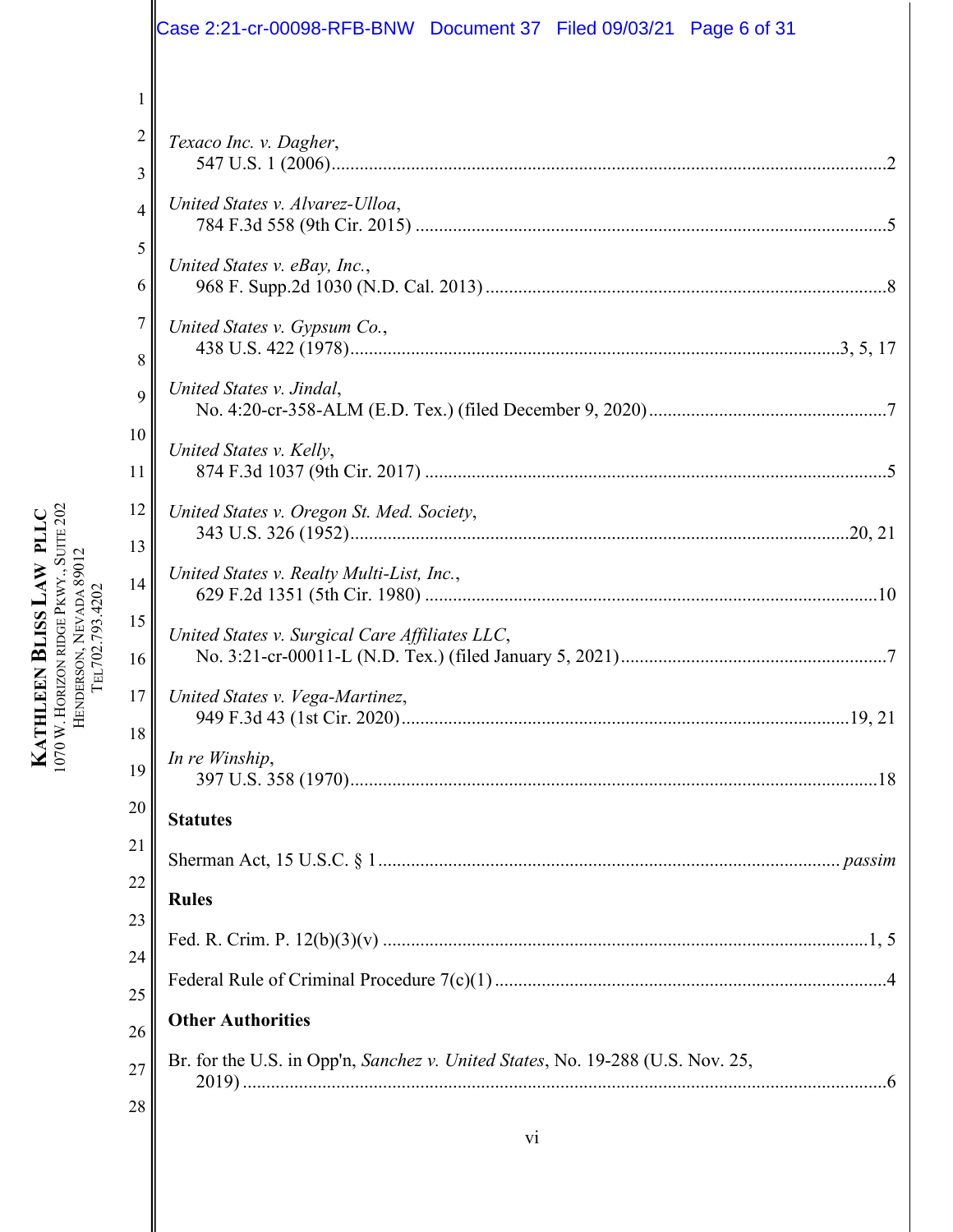*Texaco Inc. v. Dagher*,
547 U.S. 1 (2006)......................................................................................................................2

*United States v. Alvarez-Ulloa*,
784 F.3d 558 (9th Cir. 2015) ....................................................................................................5

*United States v. eBay, Inc.*,
968 F. Supp.2d 1030 (N.D. Cal. 2013) .....................................................................................8

*United States v. Gypsum Co.*,
438 U.S. 422 (1978)..........................................................................................................3, 5, 17

*United States v. Jindal*,
No. 4:20-cr-358-ALM (E.D. Tex.) (filed December 9, 2020)...................................................7

*United States v. Kelly*,
874 F.3d 1037 (9th Cir. 2017) ..................................................................................................5

*United States v. Oregon St. Med. Society*,
343 U.S. 326 (1952)...........................................................................................................20, 21

*United States v. Realty Multi-List, Inc.*,
629 F.2d 1351 (5th Cir. 1980) ................................................................................................10

*United States v. Surgical Care Affiliates LLC*,
No. 3:21-cr-00011-L (N.D. Tex.) (filed January 5, 2021).........................................................7

*United States v. Vega-Martinez*,
949 F.3d 43 (1st Cir. 2020)................................................................................................19, 21

*In re Winship*,
397 U.S. 358 (1970)................................................................................................................18

**Statutes**

Sherman Act, 15 U.S.C. § 1................................................................................................ *passim*

**Rules**

Fed. R. Crim. P. 12(b)(3)(v) .......................................................................................................1, 5

Federal Rule of Criminal Procedure 7(c)(1) ...................................................................................4

**Other Authorities**

Br. for the U.S. in Opp'n, *Sanchez v. United States*, No. 19-288 (U.S. Nov. 25, 2019) .........................................................................................................................................6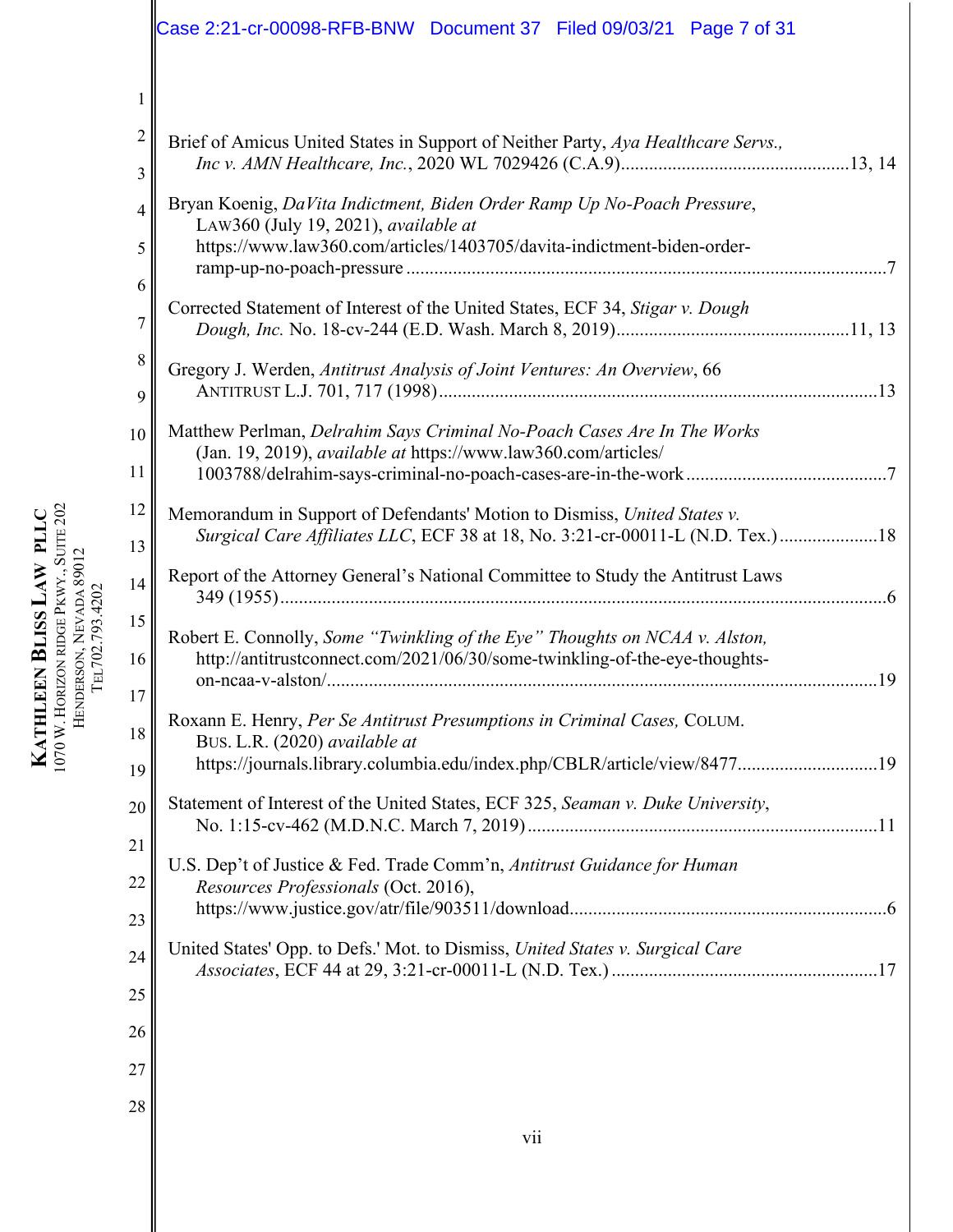Brief of Amicus United States in Support of Neither Party, *Aya Healthcare Servs., Inc v. AMN Healthcare, Inc.*, 2020 WL 7029426 (C.A.9)....................................................13, 14

Bryan Koenig, *DaVita Indictment, Biden Order Ramp Up No-Poach Pressure*, LAW360 (July 19, 2021), *available at* https://www.law360.com/articles/1403705/davita-indictment-biden-order-ramp-up-no-poach-pressure ........................................................................................................7

Corrected Statement of Interest of the United States, ECF 34, *Stigar v. Dough Dough, Inc.* No. 18-cv-244 (E.D. Wash. March 8, 2019)..................................................11, 13

Gregory J. Werden, *Antitrust Analysis of Joint Ventures: An Overview*, 66 ANTITRUST L.J. 701, 717 (1998)..............................................................................................13

Matthew Perlman, *Delrahim Says Criminal No-Poach Cases Are In The Works* (Jan. 19, 2019), *available at* https://www.law360.com/articles/1003788/delrahim-says-criminal-no-poach-cases-are-in-the-work...........................................7

Memorandum in Support of Defendants' Motion to Dismiss, *United States v. Surgical Care Affiliates LLC*, ECF 38 at 18, No. 3:21-cr-00011-L (N.D. Tex.).....................18

Report of the Attorney General's National Committee to Study the Antitrust Laws 349 (1955)...............................................................................................................6

Robert E. Connolly, *Some "Twinkling of the Eye" Thoughts on NCAA v. Alston,* http://antitrustconnect.com/2021/06/30/some-twinkling-of-the-eye-thoughts-on-ncaa-v-alston/...............................................................................................................19

Roxann E. Henry, *Per Se Antitrust Presumptions in Criminal Cases,* COLUM. BUS. L.R. (2020) *available at* https://journals.library.columbia.edu/index.php/CBLR/article/view/8477..............................19

Statement of Interest of the United States, ECF 325, *Seaman v. Duke University*, No. 1:15-cv-462 (M.D.N.C. March 7, 2019)...........................................................................11

U.S. Dep't of Justice & Fed. Trade Comm'n, *Antitrust Guidance for Human Resources Professionals* (Oct. 2016), https://www.justice.gov/atr/file/903511/download...................................................................6

United States' Opp. to Defs.' Mot. to Dismiss, *United States v. Surgical Care Associates*, ECF 44 at 29, 3:21-cr-00011-L (N.D. Tex.).........................................................17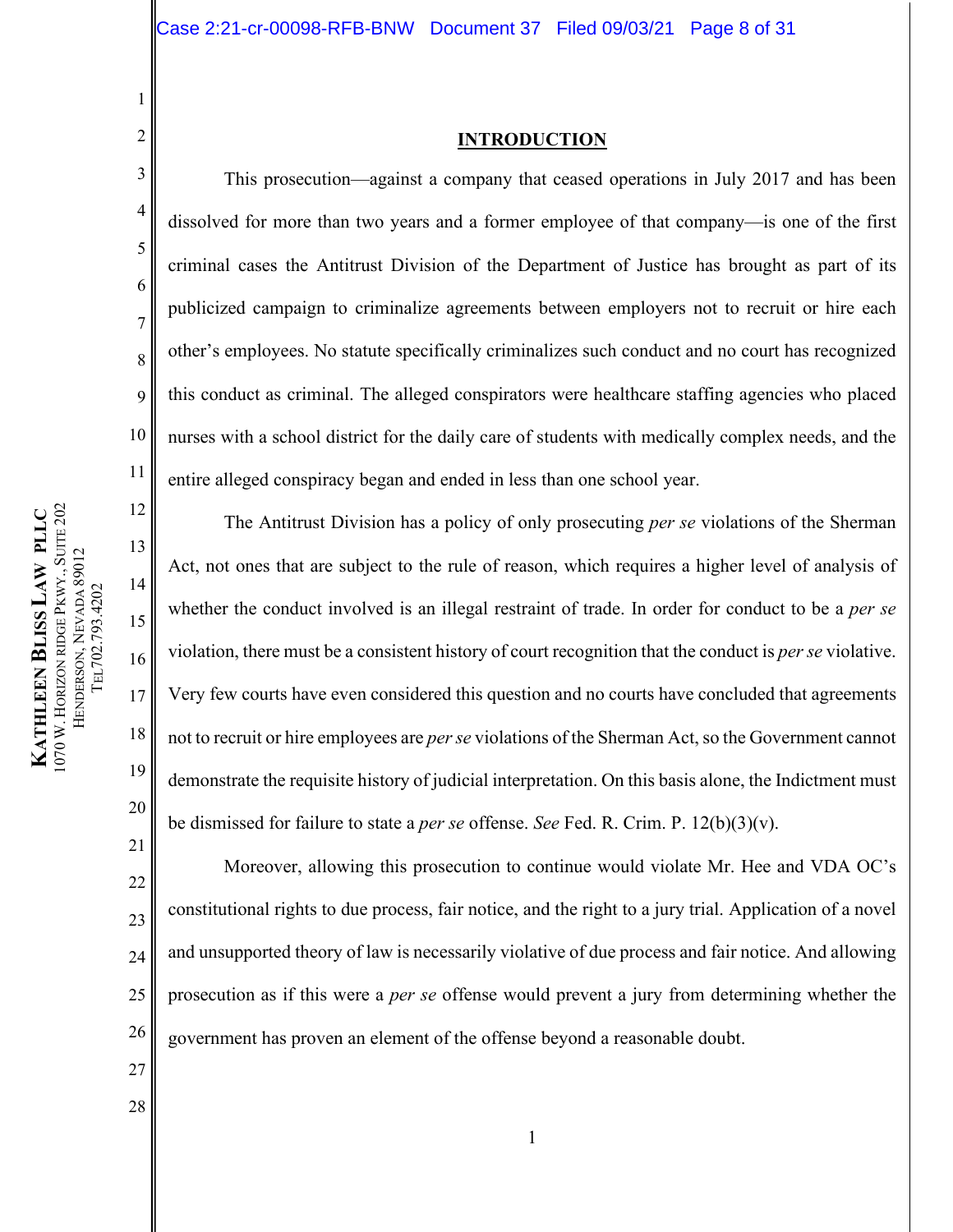## INTRODUCTION

This prosecution—against a company that ceased operations in July 2017 and has been dissolved for more than two years and a former employee of that company—is one of the first criminal cases the Antitrust Division of the Department of Justice has brought as part of its publicized campaign to criminalize agreements between employers not to recruit or hire each other's employees. No statute specifically criminalizes such conduct and no court has recognized this conduct as criminal. The alleged conspirators were healthcare staffing agencies who placed nurses with a school district for the daily care of students with medically complex needs, and the entire alleged conspiracy began and ended in less than one school year.

The Antitrust Division has a policy of only prosecuting *per se* violations of the Sherman Act, not ones that are subject to the rule of reason, which requires a higher level of analysis of whether the conduct involved is an illegal restraint of trade. In order for conduct to be a *per se* violation, there must be a consistent history of court recognition that the conduct is *per se* violative. Very few courts have even considered this question and no courts have concluded that agreements not to recruit or hire employees are *per se* violations of the Sherman Act, so the Government cannot demonstrate the requisite history of judicial interpretation. On this basis alone, the Indictment must be dismissed for failure to state a *per se* offense. *See* Fed. R. Crim. P. 12(b)(3)(v).

Moreover, allowing this prosecution to continue would violate Mr. Hee and VDA OC's constitutional rights to due process, fair notice, and the right to a jury trial. Application of a novel and unsupported theory of law is necessarily violative of due process and fair notice. And allowing prosecution as if this were a *per se* offense would prevent a jury from determining whether the government has proven an element of the offense beyond a reasonable doubt.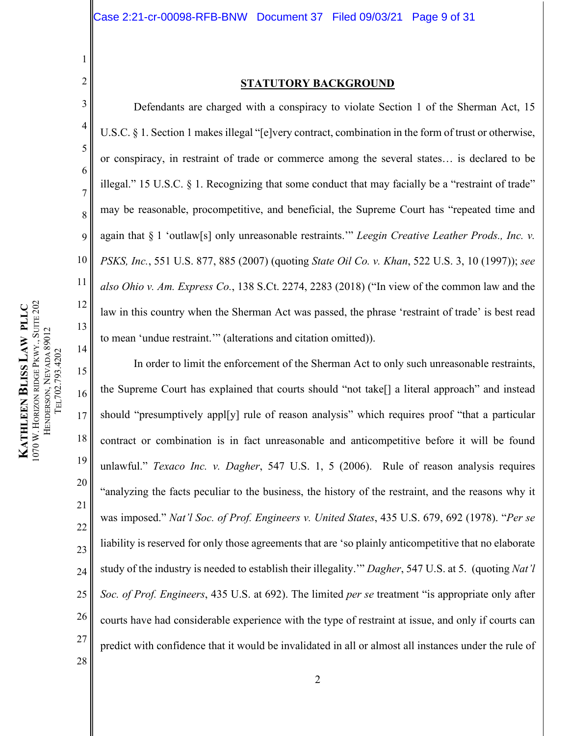## STATUTORY BACKGROUND

Defendants are charged with a conspiracy to violate Section 1 of the Sherman Act, 15 U.S.C. § 1. Section 1 makes illegal "[e]very contract, combination in the form of trust or otherwise, or conspiracy, in restraint of trade or commerce among the several states… is declared to be illegal." 15 U.S.C. § 1. Recognizing that some conduct that may facially be a "restraint of trade" may be reasonable, procompetitive, and beneficial, the Supreme Court has "repeated time and again that § 1 'outlaw[s] only unreasonable restraints.'" *Leegin Creative Leather Prods., Inc. v. PSKS, Inc.*, 551 U.S. 877, 885 (2007) (quoting *State Oil Co. v. Khan*, 522 U.S. 3, 10 (1997)); *see also Ohio v. Am. Express Co.*, 138 S.Ct. 2274, 2283 (2018) ("In view of the common law and the law in this country when the Sherman Act was passed, the phrase 'restraint of trade' is best read to mean 'undue restraint.'" (alterations and citation omitted)).

In order to limit the enforcement of the Sherman Act to only such unreasonable restraints, the Supreme Court has explained that courts should "not take[] a literal approach" and instead should "presumptively appl[y] rule of reason analysis" which requires proof "that a particular contract or combination is in fact unreasonable and anticompetitive before it will be found unlawful." *Texaco Inc. v. Dagher*, 547 U.S. 1, 5 (2006). Rule of reason analysis requires "analyzing the facts peculiar to the business, the history of the restraint, and the reasons why it was imposed." *Nat'l Soc. of Prof. Engineers v. United States*, 435 U.S. 679, 692 (1978). "*Per se* liability is reserved for only those agreements that are 'so plainly anticompetitive that no elaborate study of the industry is needed to establish their illegality.'" *Dagher*, 547 U.S. at 5. (quoting *Nat'l Soc. of Prof. Engineers*, 435 U.S. at 692). The limited *per se* treatment "is appropriate only after courts have had considerable experience with the type of restraint at issue, and only if courts can predict with confidence that it would be invalidated in all or almost all instances under the rule of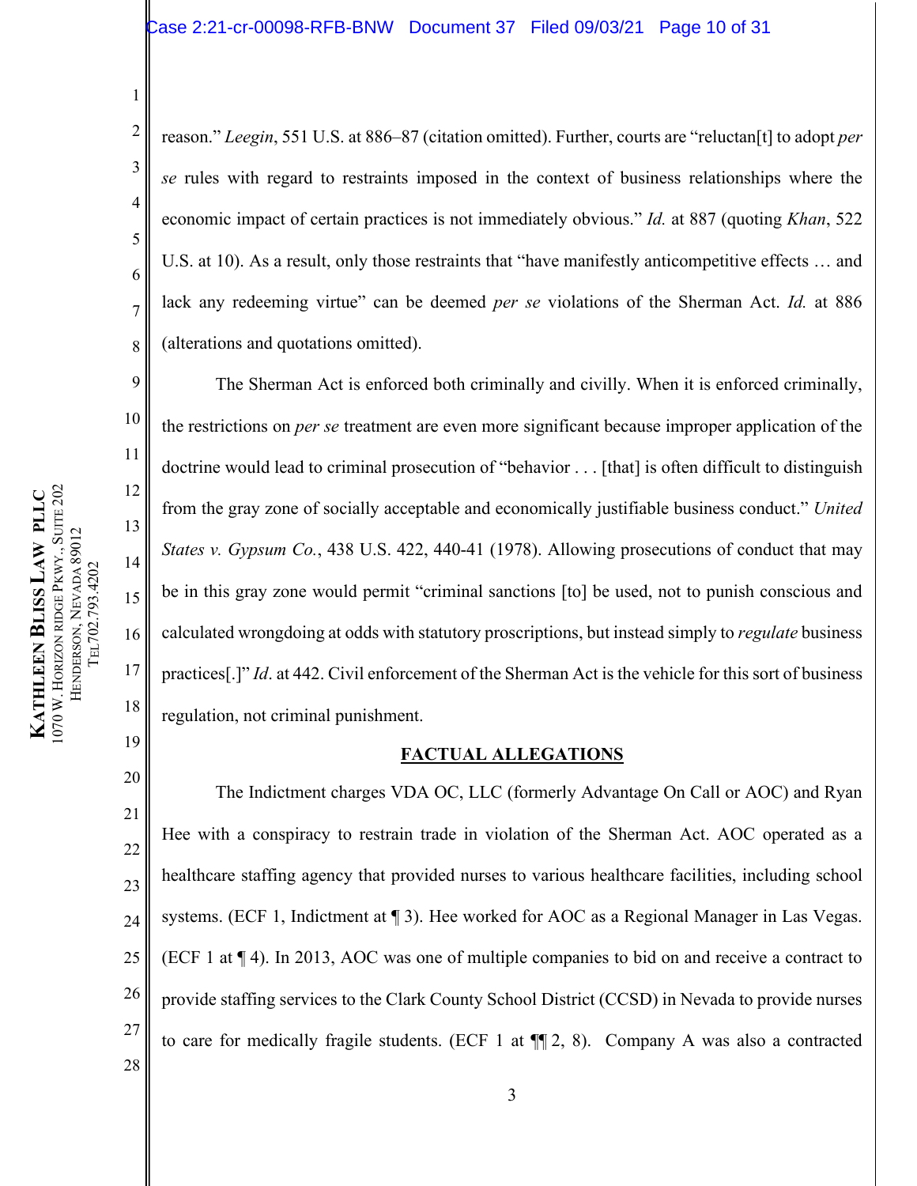reason." *Leegin*, 551 U.S. at 886–87 (citation omitted). Further, courts are "reluctan[t] to adopt *per se* rules with regard to restraints imposed in the context of business relationships where the economic impact of certain practices is not immediately obvious." *Id.* at 887 (quoting *Khan*, 522 U.S. at 10). As a result, only those restraints that "have manifestly anticompetitive effects … and lack any redeeming virtue" can be deemed *per se* violations of the Sherman Act. *Id.* at 886 (alterations and quotations omitted).

The Sherman Act is enforced both criminally and civilly. When it is enforced criminally, the restrictions on *per se* treatment are even more significant because improper application of the doctrine would lead to criminal prosecution of "behavior . . . [that] is often difficult to distinguish from the gray zone of socially acceptable and economically justifiable business conduct." *United States v. Gypsum Co.*, 438 U.S. 422, 440-41 (1978). Allowing prosecutions of conduct that may be in this gray zone would permit "criminal sanctions [to] be used, not to punish conscious and calculated wrongdoing at odds with statutory proscriptions, but instead simply to *regulate* business practices[.]" *Id*. at 442. Civil enforcement of the Sherman Act is the vehicle for this sort of business regulation, not criminal punishment.

## FACTUAL ALLEGATIONS

The Indictment charges VDA OC, LLC (formerly Advantage On Call or AOC) and Ryan Hee with a conspiracy to restrain trade in violation of the Sherman Act. AOC operated as a healthcare staffing agency that provided nurses to various healthcare facilities, including school systems. (ECF 1, Indictment at ¶ 3). Hee worked for AOC as a Regional Manager in Las Vegas. (ECF 1 at ¶ 4). In 2013, AOC was one of multiple companies to bid on and receive a contract to provide staffing services to the Clark County School District (CCSD) in Nevada to provide nurses to care for medically fragile students. (ECF 1 at ¶¶ 2, 8). Company A was also a contracted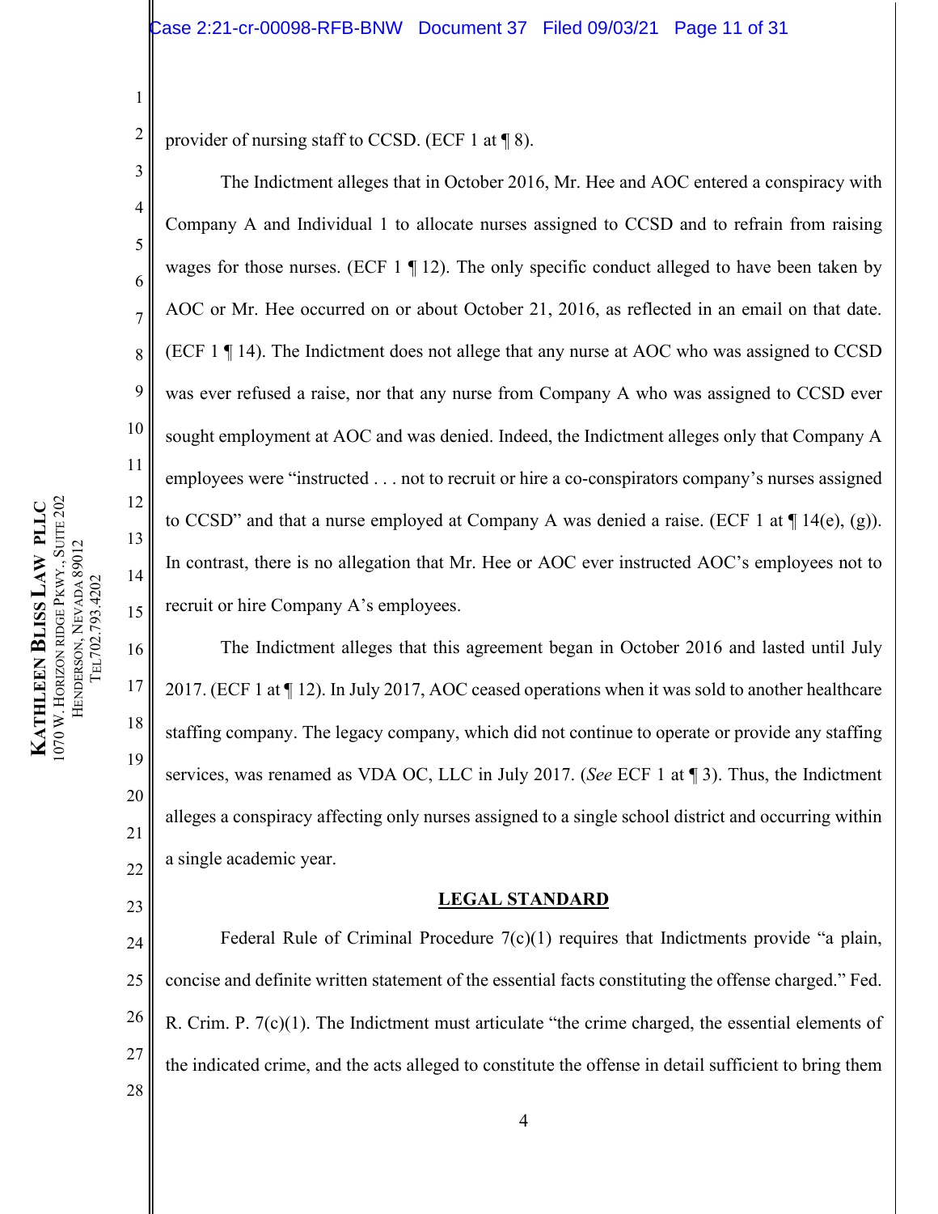provider of nursing staff to CCSD. (ECF 1 at ¶ 8).

The Indictment alleges that in October 2016, Mr. Hee and AOC entered a conspiracy with Company A and Individual 1 to allocate nurses assigned to CCSD and to refrain from raising wages for those nurses. (ECF 1 ¶ 12). The only specific conduct alleged to have been taken by AOC or Mr. Hee occurred on or about October 21, 2016, as reflected in an email on that date. (ECF 1 ¶ 14). The Indictment does not allege that any nurse at AOC who was assigned to CCSD was ever refused a raise, nor that any nurse from Company A who was assigned to CCSD ever sought employment at AOC and was denied. Indeed, the Indictment alleges only that Company A employees were "instructed . . . not to recruit or hire a co-conspirators company's nurses assigned to CCSD" and that a nurse employed at Company A was denied a raise. (ECF 1 at ¶ 14(e), (g)). In contrast, there is no allegation that Mr. Hee or AOC ever instructed AOC's employees not to recruit or hire Company A's employees.

The Indictment alleges that this agreement began in October 2016 and lasted until July 2017. (ECF 1 at ¶ 12). In July 2017, AOC ceased operations when it was sold to another healthcare staffing company. The legacy company, which did not continue to operate or provide any staffing services, was renamed as VDA OC, LLC in July 2017. (*See* ECF 1 at ¶ 3). Thus, the Indictment alleges a conspiracy affecting only nurses assigned to a single school district and occurring within a single academic year.

## LEGAL STANDARD

Federal Rule of Criminal Procedure 7(c)(1) requires that Indictments provide "a plain, concise and definite written statement of the essential facts constituting the offense charged." Fed. R. Crim. P. 7(c)(1). The Indictment must articulate "the crime charged, the essential elements of the indicated crime, and the acts alleged to constitute the offense in detail sufficient to bring them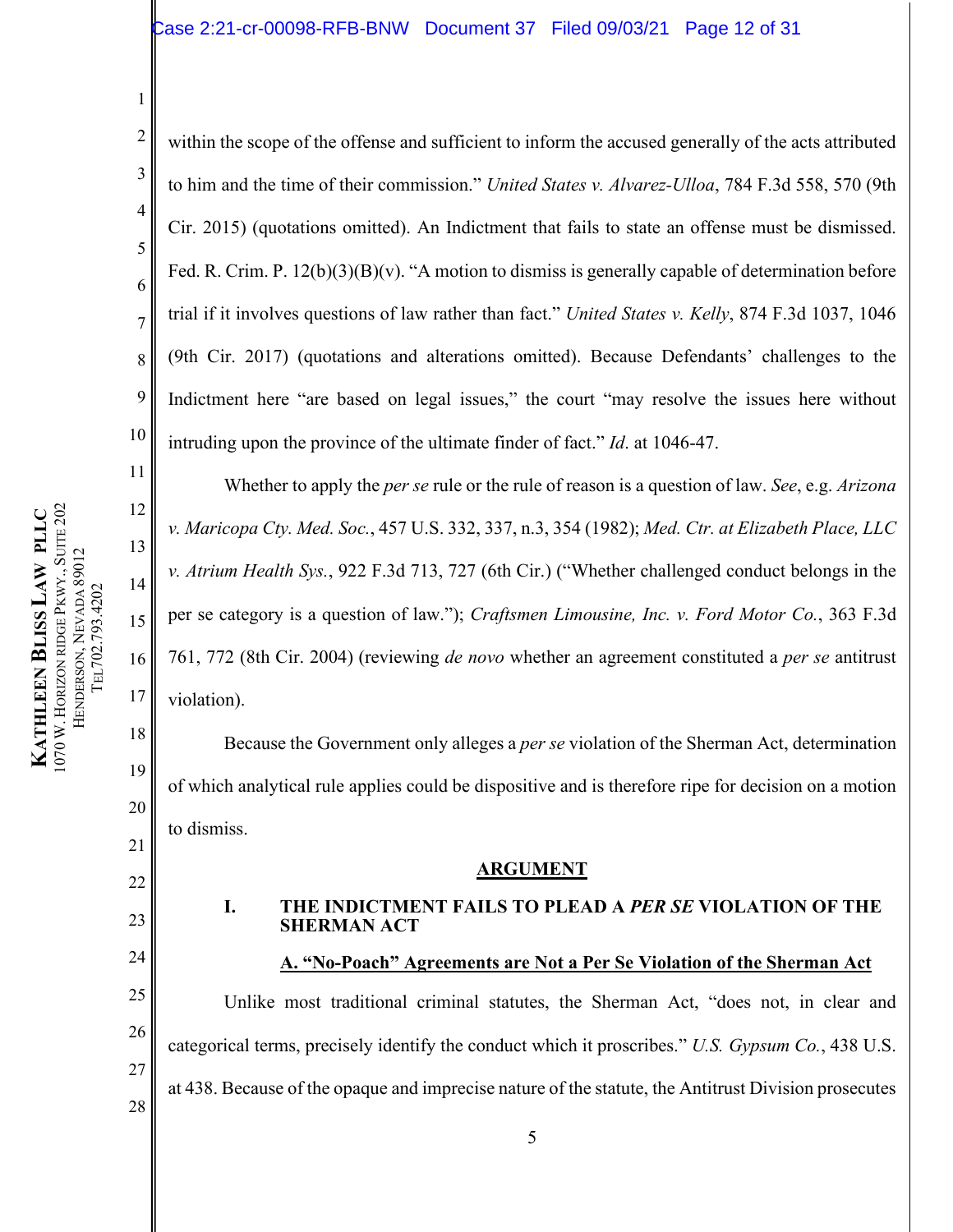within the scope of the offense and sufficient to inform the accused generally of the acts attributed to him and the time of their commission." *United States v. Alvarez-Ulloa*, 784 F.3d 558, 570 (9th Cir. 2015) (quotations omitted). An Indictment that fails to state an offense must be dismissed. Fed. R. Crim. P. 12(b)(3)(B)(v). "A motion to dismiss is generally capable of determination before trial if it involves questions of law rather than fact." *United States v. Kelly*, 874 F.3d 1037, 1046 (9th Cir. 2017) (quotations and alterations omitted). Because Defendants' challenges to the Indictment here "are based on legal issues," the court "may resolve the issues here without intruding upon the province of the ultimate finder of fact." *Id*. at 1046-47.

Whether to apply the *per se* rule or the rule of reason is a question of law. *See*, e.g. *Arizona v. Maricopa Cty. Med. Soc.*, 457 U.S. 332, 337, n.3, 354 (1982); *Med. Ctr. at Elizabeth Place, LLC v. Atrium Health Sys.*, 922 F.3d 713, 727 (6th Cir.) ("Whether challenged conduct belongs in the per se category is a question of law."); *Craftsmen Limousine, Inc. v. Ford Motor Co.*, 363 F.3d 761, 772 (8th Cir. 2004) (reviewing *de novo* whether an agreement constituted a *per se* antitrust violation).

Because the Government only alleges a *per se* violation of the Sherman Act, determination of which analytical rule applies could be dispositive and is therefore ripe for decision on a motion to dismiss.

## ARGUMENT

### I. THE INDICTMENT FAILS TO PLEAD A *PER SE* VIOLATION OF THE SHERMAN ACT

#### A. "No-Poach" Agreements are Not a Per Se Violation of the Sherman Act

Unlike most traditional criminal statutes, the Sherman Act, "does not, in clear and categorical terms, precisely identify the conduct which it proscribes." *U.S. Gypsum Co.*, 438 U.S. at 438. Because of the opaque and imprecise nature of the statute, the Antitrust Division prosecutes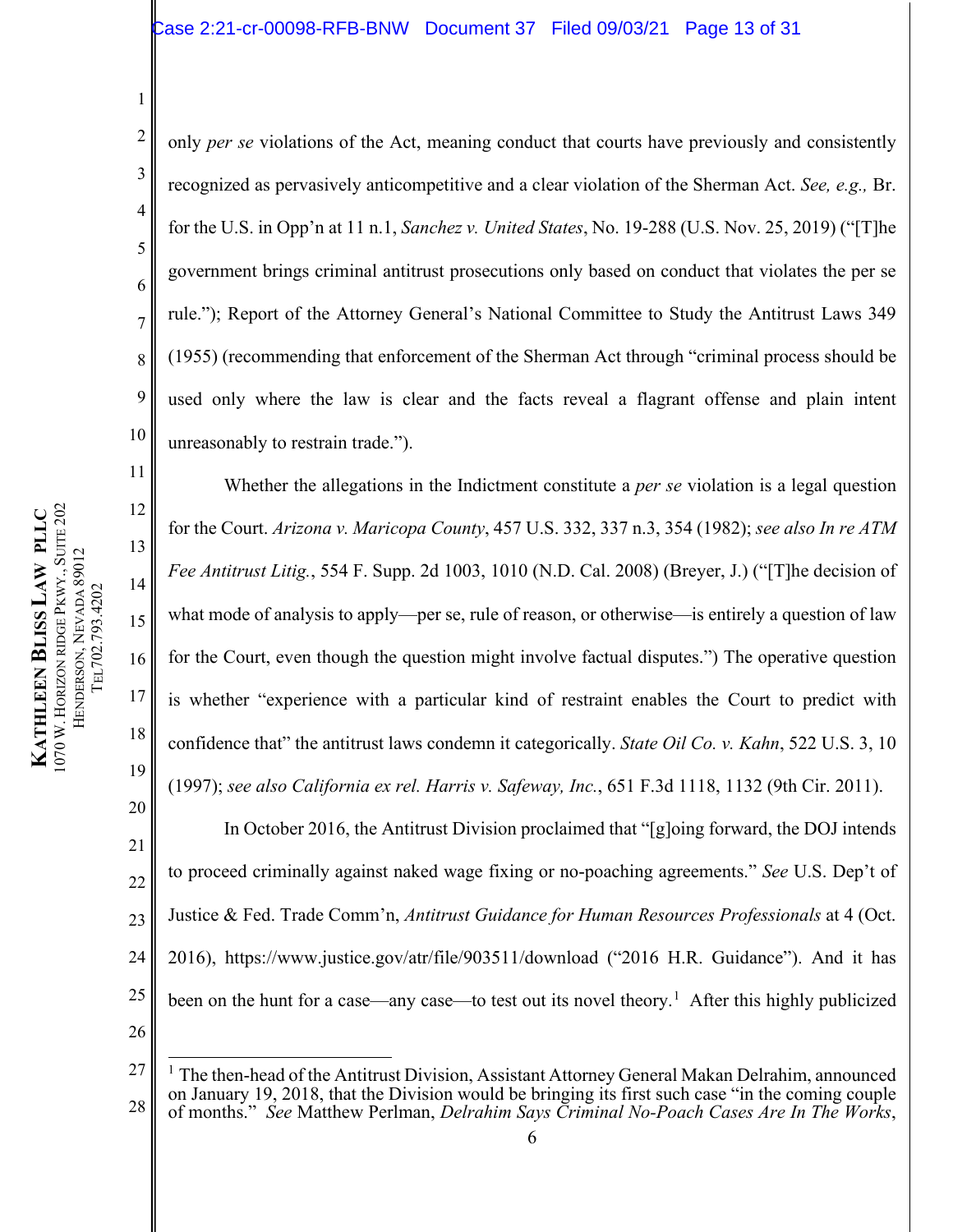only *per se* violations of the Act, meaning conduct that courts have previously and consistently recognized as pervasively anticompetitive and a clear violation of the Sherman Act. *See, e.g.,* Br. for the U.S. in Opp'n at 11 n.1, *Sanchez v. United States*, No. 19-288 (U.S. Nov. 25, 2019) ("[T]he government brings criminal antitrust prosecutions only based on conduct that violates the per se rule."); Report of the Attorney General's National Committee to Study the Antitrust Laws 349 (1955) (recommending that enforcement of the Sherman Act through "criminal process should be used only where the law is clear and the facts reveal a flagrant offense and plain intent unreasonably to restrain trade.").

Whether the allegations in the Indictment constitute a *per se* violation is a legal question for the Court. *Arizona v. Maricopa County*, 457 U.S. 332, 337 n.3, 354 (1982); *see also In re ATM Fee Antitrust Litig.*, 554 F. Supp. 2d 1003, 1010 (N.D. Cal. 2008) (Breyer, J.) ("[T]he decision of what mode of analysis to apply—per se, rule of reason, or otherwise—is entirely a question of law for the Court, even though the question might involve factual disputes.") The operative question is whether "experience with a particular kind of restraint enables the Court to predict with confidence that" the antitrust laws condemn it categorically. *State Oil Co. v. Kahn*, 522 U.S. 3, 10 (1997); *see also California ex rel. Harris v. Safeway, Inc.*, 651 F.3d 1118, 1132 (9th Cir. 2011).

In October 2016, the Antitrust Division proclaimed that "[g]oing forward, the DOJ intends to proceed criminally against naked wage fixing or no-poaching agreements." *See* U.S. Dep't of Justice & Fed. Trade Comm'n, *Antitrust Guidance for Human Resources Professionals* at 4 (Oct. 2016), https://www.justice.gov/atr/file/903511/download ("2016 H.R. Guidance"). And it has been on the hunt for a case—any case—to test out its novel theory.[1] After this highly publicized

[1] The then-head of the Antitrust Division, Assistant Attorney General Makan Delrahim, announced on January 19, 2018, that the Division would be bringing its first such case "in the coming couple of months." *See* Matthew Perlman, *Delrahim Says Criminal No-Poach Cases Are In The Works*,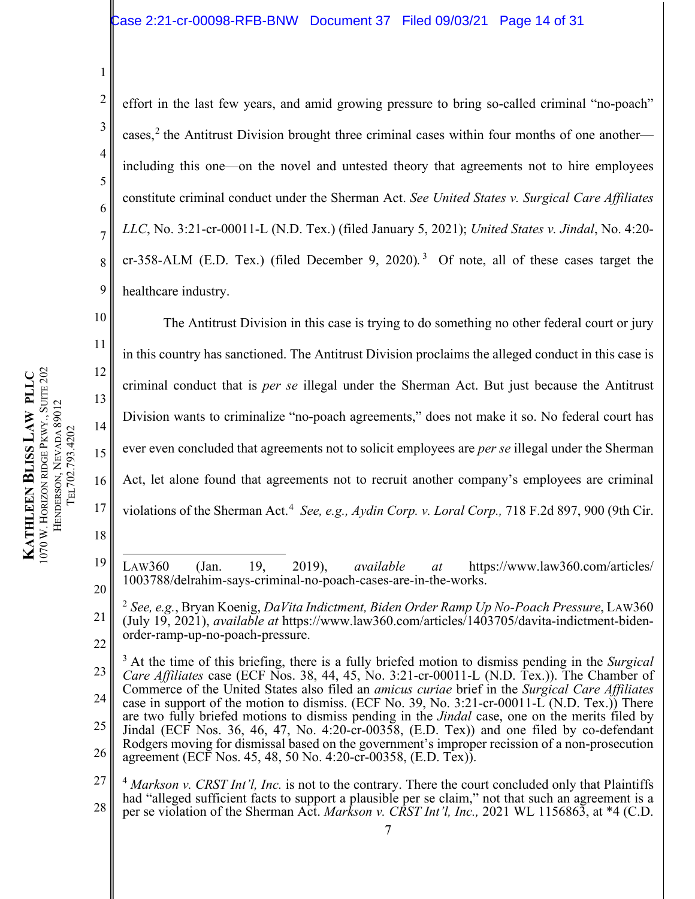effort in the last few years, and amid growing pressure to bring so-called criminal "no-poach" cases,[2] the Antitrust Division brought three criminal cases within four months of one another—including this one—on the novel and untested theory that agreements not to hire employees constitute criminal conduct under the Sherman Act. *See United States v. Surgical Care Affiliates LLC*, No. 3:21-cr-00011-L (N.D. Tex.) (filed January 5, 2021); *United States v. Jindal*, No. 4:20-cr-358-ALM (E.D. Tex.) (filed December 9, 2020).[3] Of note, all of these cases target the healthcare industry.

The Antitrust Division in this case is trying to do something no other federal court or jury in this country has sanctioned. The Antitrust Division proclaims the alleged conduct in this case is criminal conduct that is *per se* illegal under the Sherman Act. But just because the Antitrust Division wants to criminalize "no-poach agreements," does not make it so. No federal court has ever even concluded that agreements not to solicit employees are *per se* illegal under the Sherman Act, let alone found that agreements not to recruit another company's employees are criminal violations of the Sherman Act.[4] *See, e.g., Aydin Corp. v. Loral Corp.,* 718 F.2d 897, 900 (9th Cir.

---

LAW360 (Jan. 19, 2019), *available at* https://www.law360.com/articles/1003788/delrahim-says-criminal-no-poach-cases-are-in-the-works.

[2] *See, e.g.*, Bryan Koenig, *DaVita Indictment, Biden Order Ramp Up No-Poach Pressure*, LAW360 (July 19, 2021), *available at* https://www.law360.com/articles/1403705/davita-indictment-biden-order-ramp-up-no-poach-pressure.

[3] At the time of this briefing, there is a fully briefed motion to dismiss pending in the *Surgical Care Affiliates* case (ECF Nos. 38, 44, 45, No. 3:21-cr-00011-L (N.D. Tex.)). The Chamber of Commerce of the United States also filed an *amicus curiae* brief in the *Surgical Care Affiliates* case in support of the motion to dismiss. (ECF No. 39, No. 3:21-cr-00011-L (N.D. Tex.)) There are two fully briefed motions to dismiss pending in the *Jindal* case, one on the merits filed by Jindal (ECF Nos. 36, 46, 47, No. 4:20-cr-00358, (E.D. Tex)) and one filed by co-defendant Rodgers moving for dismissal based on the government's improper recission of a non-prosecution agreement (ECF Nos. 45, 48, 50 No. 4:20-cr-00358, (E.D. Tex)).

[4] *Markson v. CRST Int'l, Inc.* is not to the contrary. There the court concluded only that Plaintiffs had "alleged sufficient facts to support a plausible per se claim," not that such an agreement is a per se violation of the Sherman Act. *Markson v. CRST Int'l, Inc.,* 2021 WL 1156863, at *4 (C.D.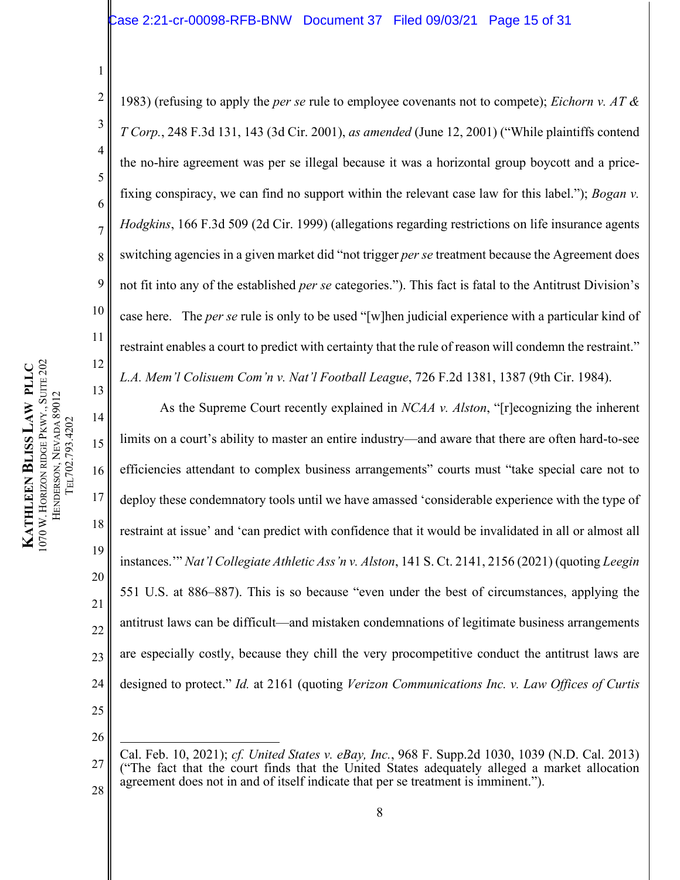1983) (refusing to apply the *per se* rule to employee covenants not to compete); *Eichorn v. AT & T Corp.*, 248 F.3d 131, 143 (3d Cir. 2001), *as amended* (June 12, 2001) ("While plaintiffs contend the no-hire agreement was per se illegal because it was a horizontal group boycott and a price-fixing conspiracy, we can find no support within the relevant case law for this label."); *Bogan v. Hodgkins*, 166 F.3d 509 (2d Cir. 1999) (allegations regarding restrictions on life insurance agents switching agencies in a given market did "not trigger *per se* treatment because the Agreement does not fit into any of the established *per se* categories."). This fact is fatal to the Antitrust Division's case here. The *per se* rule is only to be used "[w]hen judicial experience with a particular kind of restraint enables a court to predict with certainty that the rule of reason will condemn the restraint." *L.A. Mem'l Colisuem Com'n v. Nat'l Football League*, 726 F.2d 1381, 1387 (9th Cir. 1984).

As the Supreme Court recently explained in *NCAA v. Alston*, "[r]ecognizing the inherent limits on a court's ability to master an entire industry—and aware that there are often hard-to-see efficiencies attendant to complex business arrangements" courts must "take special care not to deploy these condemnatory tools until we have amassed 'considerable experience with the type of restraint at issue' and 'can predict with confidence that it would be invalidated in all or almost all instances.'" *Nat'l Collegiate Athletic Ass'n v. Alston*, 141 S. Ct. 2141, 2156 (2021) (quoting *Leegin* 551 U.S. at 886–887). This is so because "even under the best of circumstances, applying the antitrust laws can be difficult—and mistaken condemnations of legitimate business arrangements are especially costly, because they chill the very procompetitive conduct the antitrust laws are designed to protect." *Id.* at 2161 (quoting *Verizon Communications Inc. v. Law Offices of Curtis*

---

Cal. Feb. 10, 2021); *cf. United States v. eBay, Inc.*, 968 F. Supp.2d 1030, 1039 (N.D. Cal. 2013) ("The fact that the court finds that the United States adequately alleged a market allocation agreement does not in and of itself indicate that per se treatment is imminent.").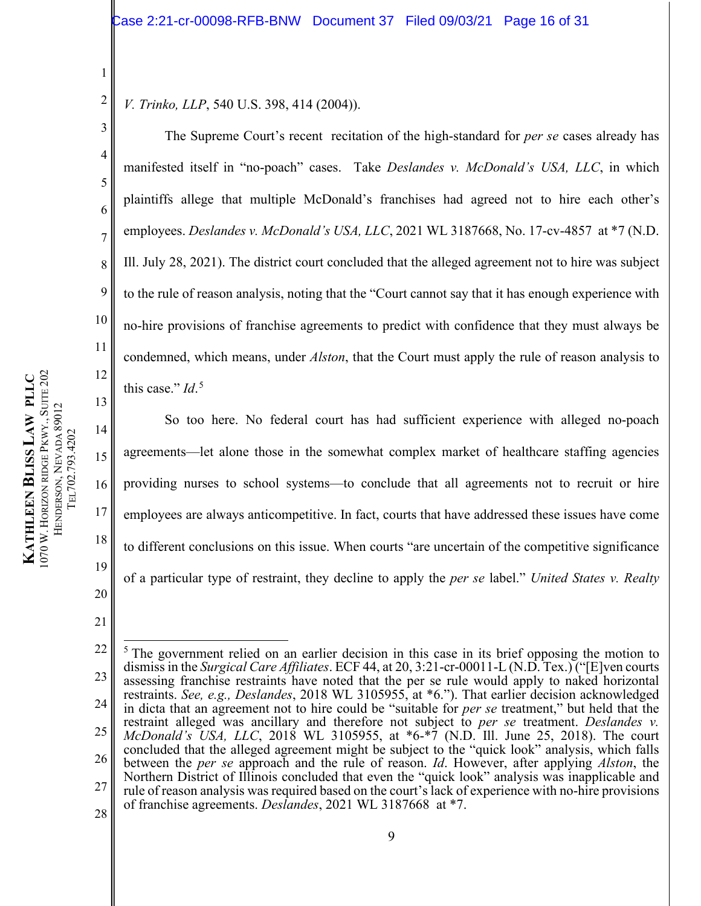*V. Trinko, LLP*, 540 U.S. 398, 414 (2004)).

The Supreme Court's recent recitation of the high-standard for *per se* cases already has manifested itself in "no-poach" cases. Take *Deslandes v. McDonald's USA, LLC*, in which plaintiffs allege that multiple McDonald's franchises had agreed not to hire each other's employees. *Deslandes v. McDonald's USA, LLC*, 2021 WL 3187668, No. 17-cv-4857 at *7 (N.D. Ill. July 28, 2021). The district court concluded that the alleged agreement not to hire was subject to the rule of reason analysis, noting that the "Court cannot say that it has enough experience with no-hire provisions of franchise agreements to predict with confidence that they must always be condemned, which means, under *Alston*, that the Court must apply the rule of reason analysis to this case." *Id*.[5]

So too here. No federal court has had sufficient experience with alleged no-poach agreements—let alone those in the somewhat complex market of healthcare staffing agencies providing nurses to school systems—to conclude that all agreements not to recruit or hire employees are always anticompetitive. In fact, courts that have addressed these issues have come to different conclusions on this issue. When courts "are uncertain of the competitive significance of a particular type of restraint, they decline to apply the *per se* label." *United States v. Realty*

---

[5] The government relied on an earlier decision in this case in its brief opposing the motion to dismiss in the *Surgical Care Affiliates*. ECF 44, at 20, 3:21-cr-00011-L (N.D. Tex.) ("[E]ven courts assessing franchise restraints have noted that the per se rule would apply to naked horizontal restraints. *See, e.g., Deslandes*, 2018 WL 3105955, at *6."). That earlier decision acknowledged in dicta that an agreement not to hire could be "suitable for *per se* treatment," but held that the restraint alleged was ancillary and therefore not subject to *per se* treatment. *Deslandes v. McDonald's USA, LLC*, 2018 WL 3105955, at *6-*7 (N.D. Ill. June 25, 2018). The court concluded that the alleged agreement might be subject to the "quick look" analysis, which falls between the *per se* approach and the rule of reason. *Id*. However, after applying *Alston*, the Northern District of Illinois concluded that even the "quick look" analysis was inapplicable and rule of reason analysis was required based on the court's lack of experience with no-hire provisions of franchise agreements. *Deslandes*, 2021 WL 3187668 at *7.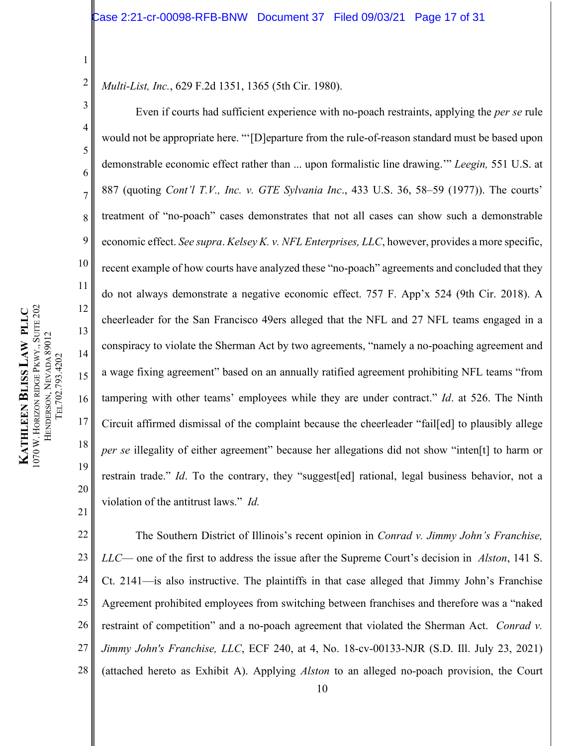*Multi-List, Inc.*, 629 F.2d 1351, 1365 (5th Cir. 1980).

Even if courts had sufficient experience with no-poach restraints, applying the *per se* rule would not be appropriate here. "'[D]eparture from the rule-of-reason standard must be based upon demonstrable economic effect rather than ... upon formalistic line drawing.'" *Leegin,* 551 U.S. at 887 (quoting *Cont'l T.V., Inc. v. GTE Sylvania Inc*., 433 U.S. 36, 58–59 (1977)). The courts' treatment of "no-poach" cases demonstrates that not all cases can show such a demonstrable economic effect. *See supra*. *Kelsey K. v. NFL Enterprises, LLC*, however, provides a more specific, recent example of how courts have analyzed these "no-poach" agreements and concluded that they do not always demonstrate a negative economic effect. 757 F. App'x 524 (9th Cir. 2018). A cheerleader for the San Francisco 49ers alleged that the NFL and 27 NFL teams engaged in a conspiracy to violate the Sherman Act by two agreements, "namely a no-poaching agreement and a wage fixing agreement" based on an annually ratified agreement prohibiting NFL teams "from tampering with other teams' employees while they are under contract." *Id*. at 526. The Ninth Circuit affirmed dismissal of the complaint because the cheerleader "fail[ed] to plausibly allege *per se* illegality of either agreement" because her allegations did not show "inten[t] to harm or restrain trade." *Id*. To the contrary, they "suggest[ed] rational, legal business behavior, not a violation of the antitrust laws." *Id.*

The Southern District of Illinois's recent opinion in *Conrad v. Jimmy John's Franchise, LLC*— one of the first to address the issue after the Supreme Court's decision in *Alston*, 141 S. Ct. 2141—is also instructive. The plaintiffs in that case alleged that Jimmy John's Franchise Agreement prohibited employees from switching between franchises and therefore was a "naked restraint of competition" and a no-poach agreement that violated the Sherman Act. *Conrad v. Jimmy John's Franchise, LLC*, ECF 240, at 4, No. 18-cv-00133-NJR (S.D. Ill. July 23, 2021) (attached hereto as Exhibit A). Applying *Alston* to an alleged no-poach provision, the Court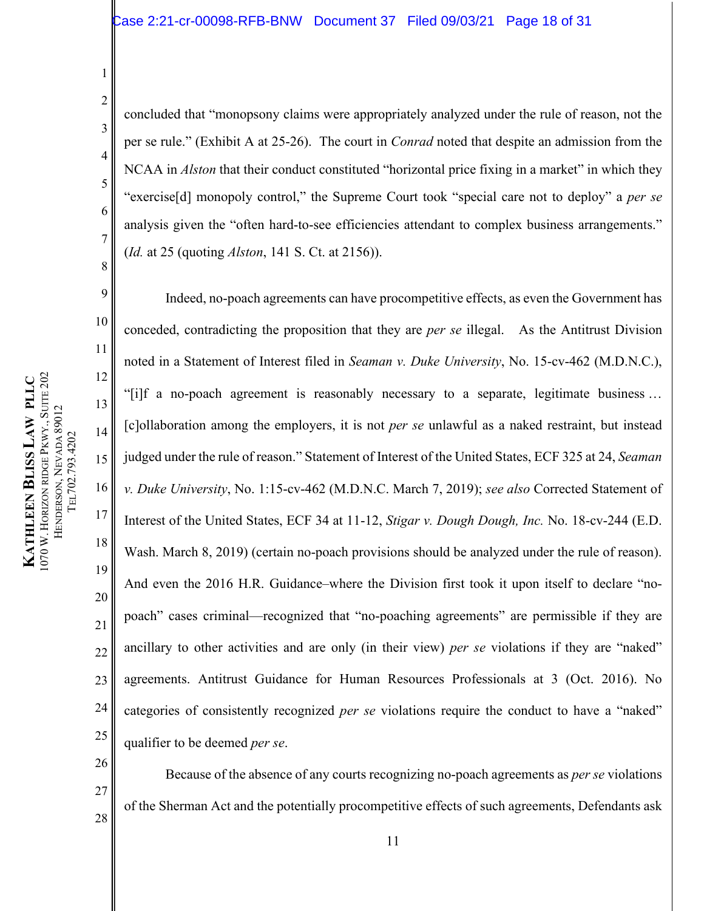concluded that "monopsony claims were appropriately analyzed under the rule of reason, not the per se rule." (Exhibit A at 25-26). The court in *Conrad* noted that despite an admission from the NCAA in *Alston* that their conduct constituted "horizontal price fixing in a market" in which they "exercise[d] monopoly control," the Supreme Court took "special care not to deploy" a *per se* analysis given the "often hard-to-see efficiencies attendant to complex business arrangements." (*Id.* at 25 (quoting *Alston*, 141 S. Ct. at 2156)).

Indeed, no-poach agreements can have procompetitive effects, as even the Government has conceded, contradicting the proposition that they are *per se* illegal. As the Antitrust Division noted in a Statement of Interest filed in *Seaman v. Duke University*, No. 15-cv-462 (M.D.N.C.), "[i]f a no-poach agreement is reasonably necessary to a separate, legitimate business … [c]ollaboration among the employers, it is not *per se* unlawful as a naked restraint, but instead judged under the rule of reason." Statement of Interest of the United States, ECF 325 at 24, *Seaman v. Duke University*, No. 1:15-cv-462 (M.D.N.C. March 7, 2019); *see also* Corrected Statement of Interest of the United States, ECF 34 at 11-12, *Stigar v. Dough Dough, Inc.* No. 18-cv-244 (E.D. Wash. March 8, 2019) (certain no-poach provisions should be analyzed under the rule of reason). And even the 2016 H.R. Guidance–where the Division first took it upon itself to declare "no-poach" cases criminal—recognized that "no-poaching agreements" are permissible if they are ancillary to other activities and are only (in their view) *per se* violations if they are "naked" agreements. Antitrust Guidance for Human Resources Professionals at 3 (Oct. 2016). No categories of consistently recognized *per se* violations require the conduct to have a "naked" qualifier to be deemed *per se*.

Because of the absence of any courts recognizing no-poach agreements as *per se* violations of the Sherman Act and the potentially procompetitive effects of such agreements, Defendants ask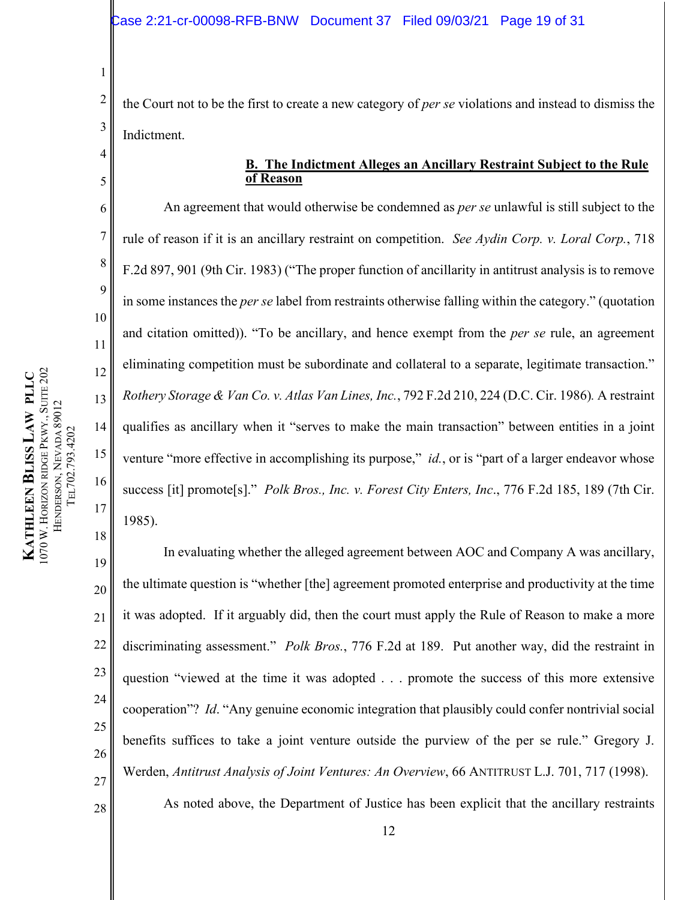the Court not to be the first to create a new category of *per se* violations and instead to dismiss the Indictment.

### **B. The Indictment Alleges an Ancillary Restraint Subject to the Rule of Reason**

An agreement that would otherwise be condemned as *per se* unlawful is still subject to the rule of reason if it is an ancillary restraint on competition. *See Aydin Corp. v. Loral Corp.*, 718 F.2d 897, 901 (9th Cir. 1983) ("The proper function of ancillarity in antitrust analysis is to remove in some instances the *per se* label from restraints otherwise falling within the category." (quotation and citation omitted)). "To be ancillary, and hence exempt from the *per se* rule, an agreement eliminating competition must be subordinate and collateral to a separate, legitimate transaction." *Rothery Storage & Van Co. v. Atlas Van Lines, Inc.*, 792 F.2d 210, 224 (D.C. Cir. 1986). A restraint qualifies as ancillary when it "serves to make the main transaction" between entities in a joint venture "more effective in accomplishing its purpose," *id.*, or is "part of a larger endeavor whose success [it] promote[s]." *Polk Bros., Inc. v. Forest City Enters, Inc*., 776 F.2d 185, 189 (7th Cir. 1985).

In evaluating whether the alleged agreement between AOC and Company A was ancillary, the ultimate question is "whether [the] agreement promoted enterprise and productivity at the time it was adopted. If it arguably did, then the court must apply the Rule of Reason to make a more discriminating assessment." *Polk Bros.*, 776 F.2d at 189. Put another way, did the restraint in question "viewed at the time it was adopted . . . promote the success of this more extensive cooperation"? *Id*. "Any genuine economic integration that plausibly could confer nontrivial social benefits suffices to take a joint venture outside the purview of the per se rule." Gregory J. Werden, *Antitrust Analysis of Joint Ventures: An Overview*, 66 ANTITRUST L.J. 701, 717 (1998).

As noted above, the Department of Justice has been explicit that the ancillary restraints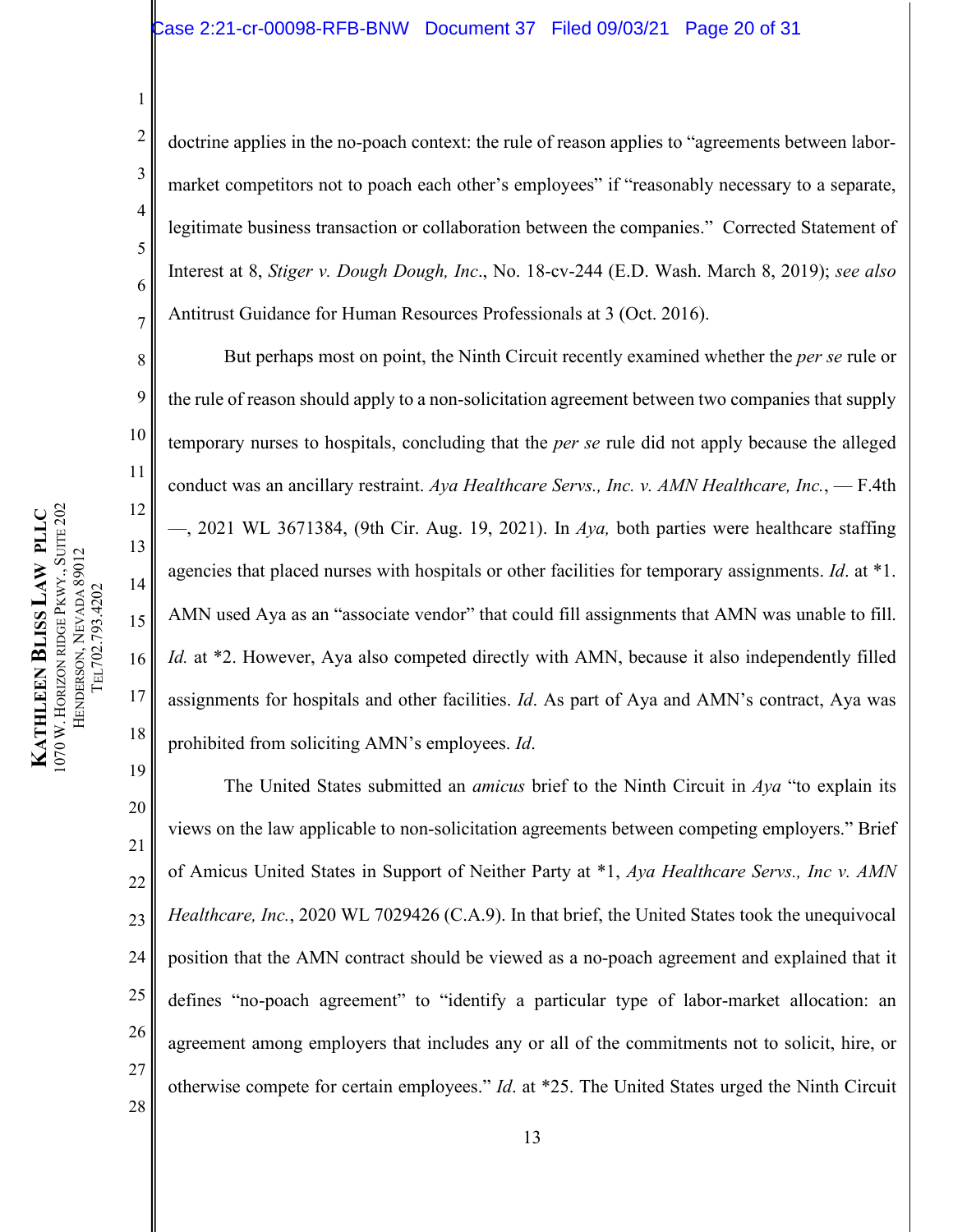doctrine applies in the no-poach context: the rule of reason applies to "agreements between labor-market competitors not to poach each other's employees" if "reasonably necessary to a separate, legitimate business transaction or collaboration between the companies." Corrected Statement of Interest at 8, *Stiger v. Dough Dough, Inc*., No. 18-cv-244 (E.D. Wash. March 8, 2019); *see also* Antitrust Guidance for Human Resources Professionals at 3 (Oct. 2016).

But perhaps most on point, the Ninth Circuit recently examined whether the *per se* rule or the rule of reason should apply to a non-solicitation agreement between two companies that supply temporary nurses to hospitals, concluding that the *per se* rule did not apply because the alleged conduct was an ancillary restraint. *Aya Healthcare Servs., Inc. v. AMN Healthcare, Inc.*, — F.4th —, 2021 WL 3671384, (9th Cir. Aug. 19, 2021). In *Aya,* both parties were healthcare staffing agencies that placed nurses with hospitals or other facilities for temporary assignments. *Id*. at \*1. AMN used Aya as an "associate vendor" that could fill assignments that AMN was unable to fill. *Id.* at \*2. However, Aya also competed directly with AMN, because it also independently filled assignments for hospitals and other facilities. *Id*. As part of Aya and AMN's contract, Aya was prohibited from soliciting AMN's employees. *Id*.

The United States submitted an *amicus* brief to the Ninth Circuit in *Aya* "to explain its views on the law applicable to non-solicitation agreements between competing employers." Brief of Amicus United States in Support of Neither Party at \*1, *Aya Healthcare Servs., Inc v. AMN Healthcare, Inc.*, 2020 WL 7029426 (C.A.9). In that brief, the United States took the unequivocal position that the AMN contract should be viewed as a no-poach agreement and explained that it defines "no-poach agreement" to "identify a particular type of labor-market allocation: an agreement among employers that includes any or all of the commitments not to solicit, hire, or otherwise compete for certain employees." *Id*. at \*25. The United States urged the Ninth Circuit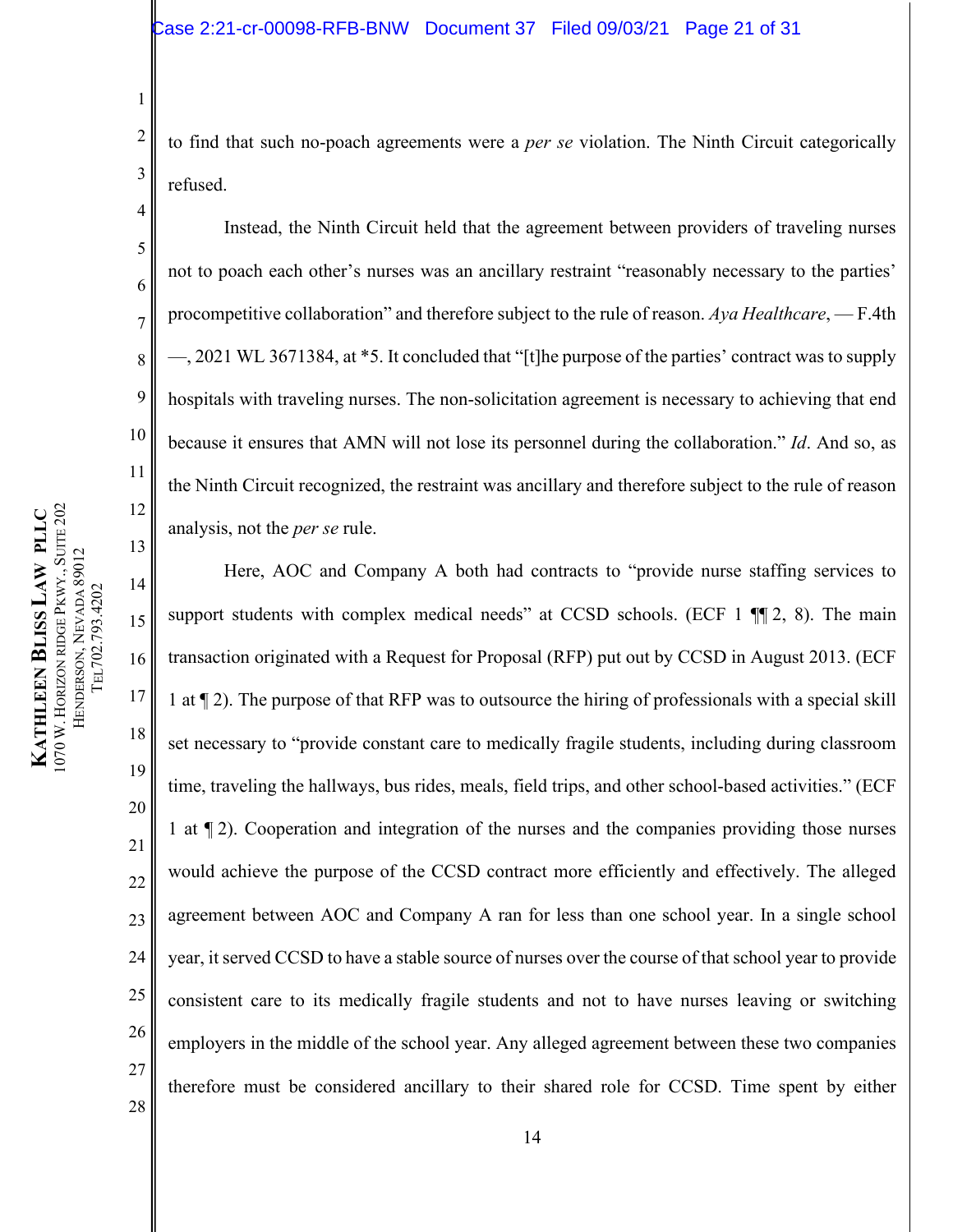to find that such no-poach agreements were a *per se* violation. The Ninth Circuit categorically refused.

Instead, the Ninth Circuit held that the agreement between providers of traveling nurses not to poach each other's nurses was an ancillary restraint "reasonably necessary to the parties' procompetitive collaboration" and therefore subject to the rule of reason. *Aya Healthcare*, — F.4th —, 2021 WL 3671384, at *5. It concluded that "[t]he purpose of the parties' contract was to supply hospitals with traveling nurses. The non-solicitation agreement is necessary to achieving that end because it ensures that AMN will not lose its personnel during the collaboration." *Id*. And so, as the Ninth Circuit recognized, the restraint was ancillary and therefore subject to the rule of reason analysis, not the *per se* rule.

Here, AOC and Company A both had contracts to "provide nurse staffing services to support students with complex medical needs" at CCSD schools. (ECF 1 ¶¶ 2, 8). The main transaction originated with a Request for Proposal (RFP) put out by CCSD in August 2013. (ECF 1 at ¶ 2). The purpose of that RFP was to outsource the hiring of professionals with a special skill set necessary to "provide constant care to medically fragile students, including during classroom time, traveling the hallways, bus rides, meals, field trips, and other school-based activities." (ECF 1 at ¶ 2). Cooperation and integration of the nurses and the companies providing those nurses would achieve the purpose of the CCSD contract more efficiently and effectively. The alleged agreement between AOC and Company A ran for less than one school year. In a single school year, it served CCSD to have a stable source of nurses over the course of that school year to provide consistent care to its medically fragile students and not to have nurses leaving or switching employers in the middle of the school year. Any alleged agreement between these two companies therefore must be considered ancillary to their shared role for CCSD. Time spent by either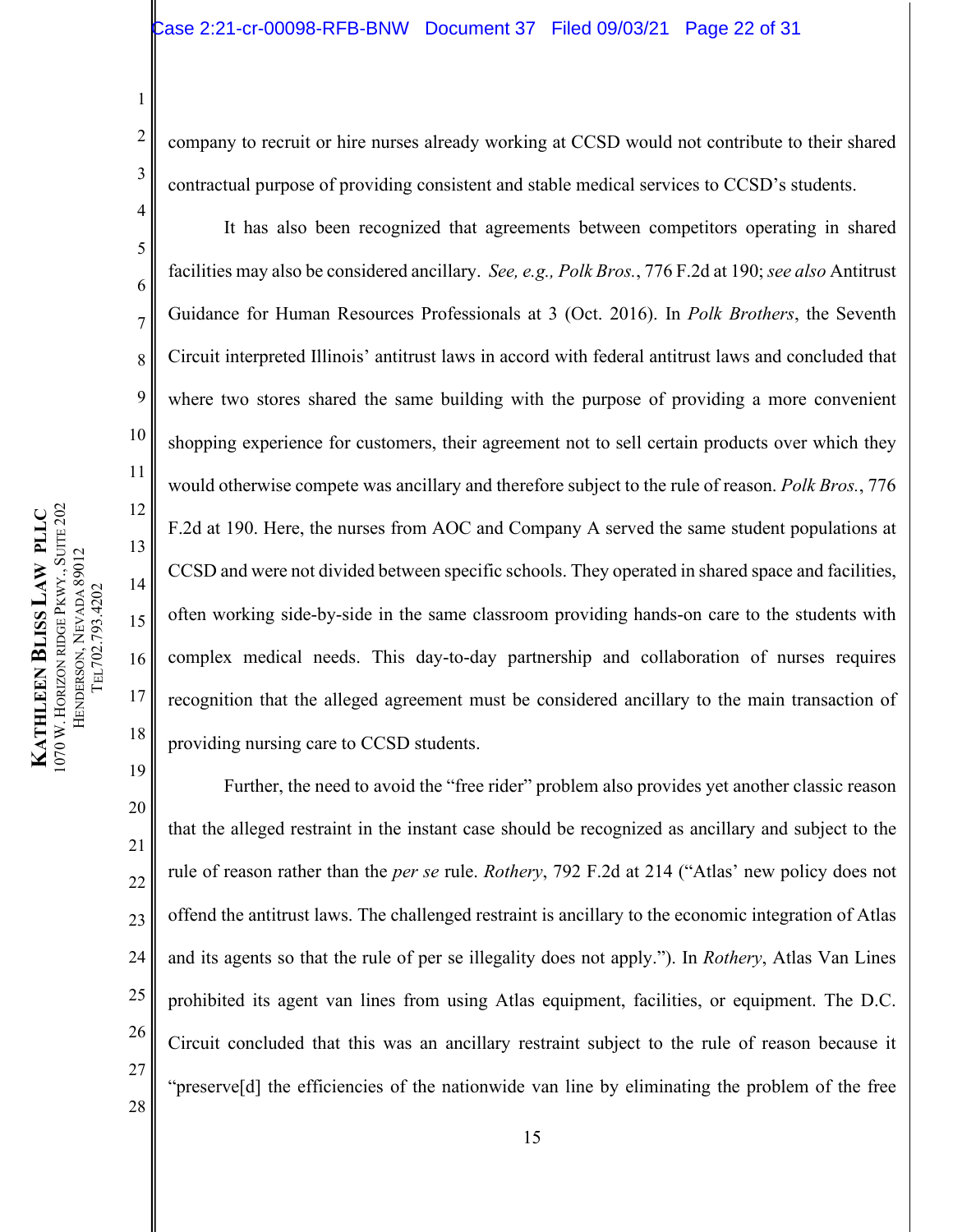company to recruit or hire nurses already working at CCSD would not contribute to their shared contractual purpose of providing consistent and stable medical services to CCSD's students.

It has also been recognized that agreements between competitors operating in shared facilities may also be considered ancillary. *See, e.g., Polk Bros.*, 776 F.2d at 190; *see also* Antitrust Guidance for Human Resources Professionals at 3 (Oct. 2016). In *Polk Brothers*, the Seventh Circuit interpreted Illinois' antitrust laws in accord with federal antitrust laws and concluded that where two stores shared the same building with the purpose of providing a more convenient shopping experience for customers, their agreement not to sell certain products over which they would otherwise compete was ancillary and therefore subject to the rule of reason. *Polk Bros.*, 776 F.2d at 190. Here, the nurses from AOC and Company A served the same student populations at CCSD and were not divided between specific schools. They operated in shared space and facilities, often working side-by-side in the same classroom providing hands-on care to the students with complex medical needs. This day-to-day partnership and collaboration of nurses requires recognition that the alleged agreement must be considered ancillary to the main transaction of providing nursing care to CCSD students.

Further, the need to avoid the "free rider" problem also provides yet another classic reason that the alleged restraint in the instant case should be recognized as ancillary and subject to the rule of reason rather than the *per se* rule. *Rothery*, 792 F.2d at 214 ("Atlas' new policy does not offend the antitrust laws. The challenged restraint is ancillary to the economic integration of Atlas and its agents so that the rule of per se illegality does not apply."). In *Rothery*, Atlas Van Lines prohibited its agent van lines from using Atlas equipment, facilities, or equipment. The D.C. Circuit concluded that this was an ancillary restraint subject to the rule of reason because it "preserve[d] the efficiencies of the nationwide van line by eliminating the problem of the free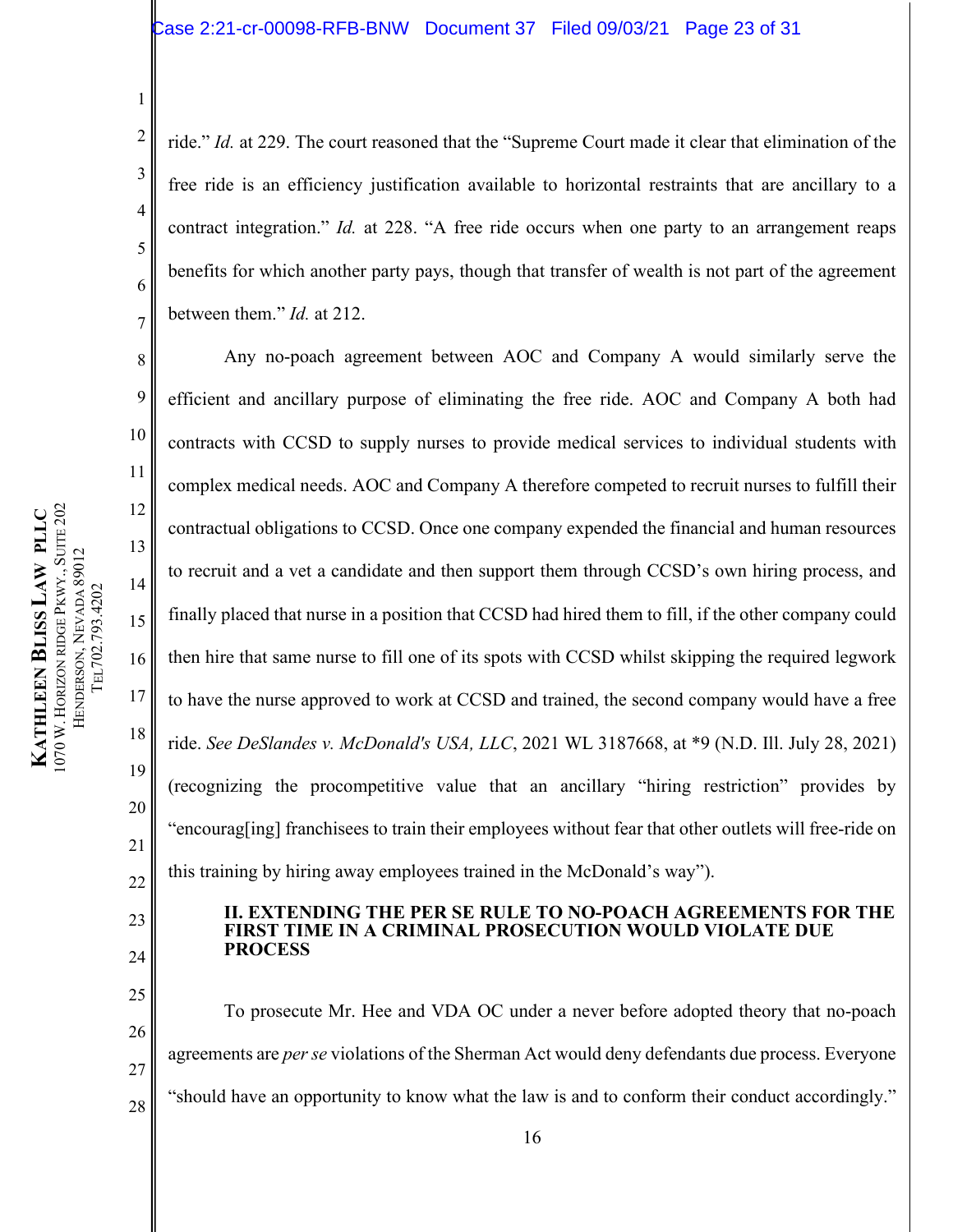ride." *Id.* at 229. The court reasoned that the "Supreme Court made it clear that elimination of the free ride is an efficiency justification available to horizontal restraints that are ancillary to a contract integration." *Id.* at 228. "A free ride occurs when one party to an arrangement reaps benefits for which another party pays, though that transfer of wealth is not part of the agreement between them." *Id.* at 212.

Any no-poach agreement between AOC and Company A would similarly serve the efficient and ancillary purpose of eliminating the free ride. AOC and Company A both had contracts with CCSD to supply nurses to provide medical services to individual students with complex medical needs. AOC and Company A therefore competed to recruit nurses to fulfill their contractual obligations to CCSD. Once one company expended the financial and human resources to recruit and a vet a candidate and then support them through CCSD's own hiring process, and finally placed that nurse in a position that CCSD had hired them to fill, if the other company could then hire that same nurse to fill one of its spots with CCSD whilst skipping the required legwork to have the nurse approved to work at CCSD and trained, the second company would have a free ride. *See DeSlandes v. McDonald's USA, LLC*, 2021 WL 3187668, at *9 (N.D. Ill. July 28, 2021) (recognizing the procompetitive value that an ancillary "hiring restriction" provides by "encourag[ing] franchisees to train their employees without fear that other outlets will free-ride on this training by hiring away employees trained in the McDonald's way").

## II. EXTENDING THE PER SE RULE TO NO-POACH AGREEMENTS FOR THE FIRST TIME IN A CRIMINAL PROSECUTION WOULD VIOLATE DUE PROCESS

To prosecute Mr. Hee and VDA OC under a never before adopted theory that no-poach agreements are *per se* violations of the Sherman Act would deny defendants due process. Everyone "should have an opportunity to know what the law is and to conform their conduct accordingly."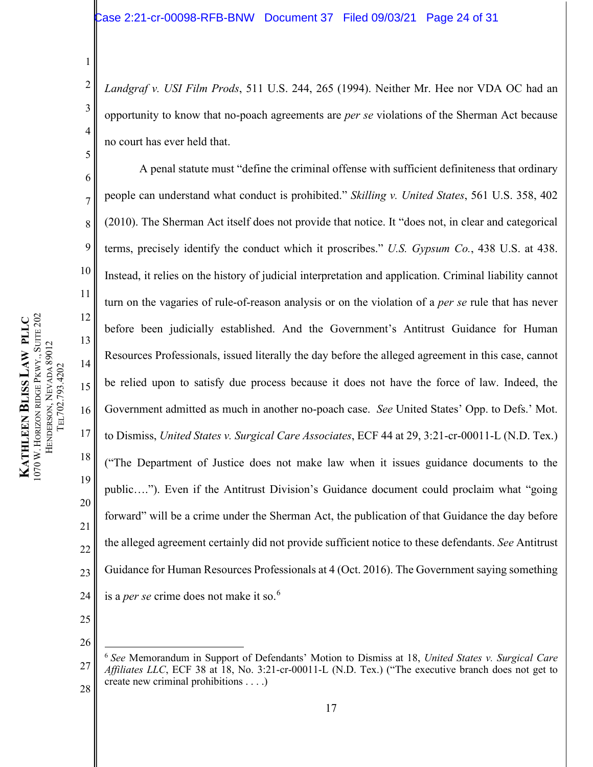*Landgraf v. USI Film Prods*, 511 U.S. 244, 265 (1994). Neither Mr. Hee nor VDA OC had an opportunity to know that no-poach agreements are *per se* violations of the Sherman Act because no court has ever held that.

A penal statute must "define the criminal offense with sufficient definiteness that ordinary people can understand what conduct is prohibited." *Skilling v. United States*, 561 U.S. 358, 402 (2010). The Sherman Act itself does not provide that notice. It "does not, in clear and categorical terms, precisely identify the conduct which it proscribes." *U.S. Gypsum Co.*, 438 U.S. at 438. Instead, it relies on the history of judicial interpretation and application. Criminal liability cannot turn on the vagaries of rule-of-reason analysis or on the violation of a *per se* rule that has never before been judicially established. And the Government's Antitrust Guidance for Human Resources Professionals, issued literally the day before the alleged agreement in this case, cannot be relied upon to satisfy due process because it does not have the force of law. Indeed, the Government admitted as much in another no-poach case. *See* United States' Opp. to Defs.' Mot. to Dismiss, *United States v. Surgical Care Associates*, ECF 44 at 29, 3:21-cr-00011-L (N.D. Tex.) ("The Department of Justice does not make law when it issues guidance documents to the public…."). Even if the Antitrust Division's Guidance document could proclaim what "going forward" will be a crime under the Sherman Act, the publication of that Guidance the day before the alleged agreement certainly did not provide sufficient notice to these defendants. *See* Antitrust Guidance for Human Resources Professionals at 4 (Oct. 2016). The Government saying something is a *per se* crime does not make it so.[6]

---

[6] *See* Memorandum in Support of Defendants' Motion to Dismiss at 18, *United States v. Surgical Care Affiliates LLC*, ECF 38 at 18, No. 3:21-cr-00011-L (N.D. Tex.) ("The executive branch does not get to create new criminal prohibitions . . . .)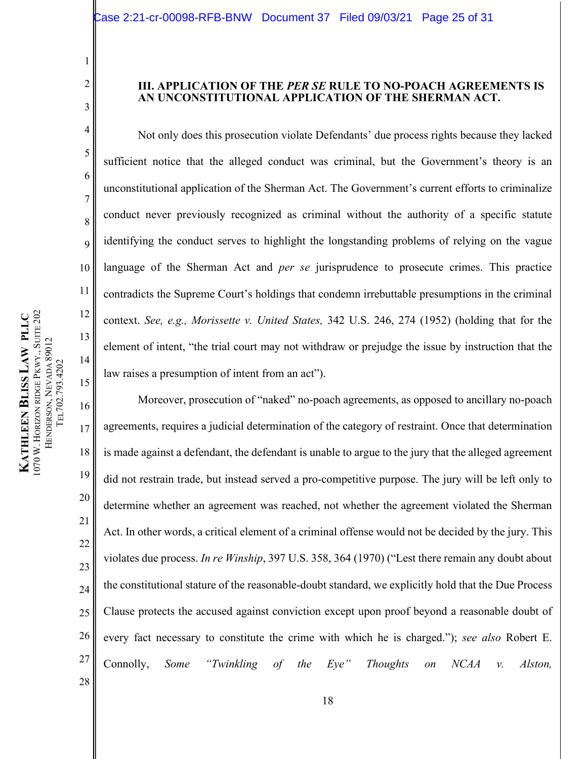### III. APPLICATION OF THE *PER SE* RULE TO NO-POACH AGREEMENTS IS AN UNCONSTITUTIONAL APPLICATION OF THE SHERMAN ACT.

Not only does this prosecution violate Defendants' due process rights because they lacked sufficient notice that the alleged conduct was criminal, but the Government's theory is an unconstitutional application of the Sherman Act. The Government's current efforts to criminalize conduct never previously recognized as criminal without the authority of a specific statute identifying the conduct serves to highlight the longstanding problems of relying on the vague language of the Sherman Act and *per se* jurisprudence to prosecute crimes. This practice contradicts the Supreme Court's holdings that condemn irrebuttable presumptions in the criminal context. *See, e.g., Morissette v. United States,* 342 U.S. 246, 274 (1952) (holding that for the element of intent, "the trial court may not withdraw or prejudge the issue by instruction that the law raises a presumption of intent from an act").

Moreover, prosecution of "naked" no-poach agreements, as opposed to ancillary no-poach agreements, requires a judicial determination of the category of restraint. Once that determination is made against a defendant, the defendant is unable to argue to the jury that the alleged agreement did not restrain trade, but instead served a pro-competitive purpose. The jury will be left only to determine whether an agreement was reached, not whether the agreement violated the Sherman Act. In other words, a critical element of a criminal offense would not be decided by the jury. This violates due process. *In re Winship*, 397 U.S. 358, 364 (1970) ("Lest there remain any doubt about the constitutional stature of the reasonable-doubt standard, we explicitly hold that the Due Process Clause protects the accused against conviction except upon proof beyond a reasonable doubt of every fact necessary to constitute the crime with which he is charged."); *see also* Robert E. Connolly, *Some "Twinkling of the Eye" Thoughts on NCAA v. Alston,*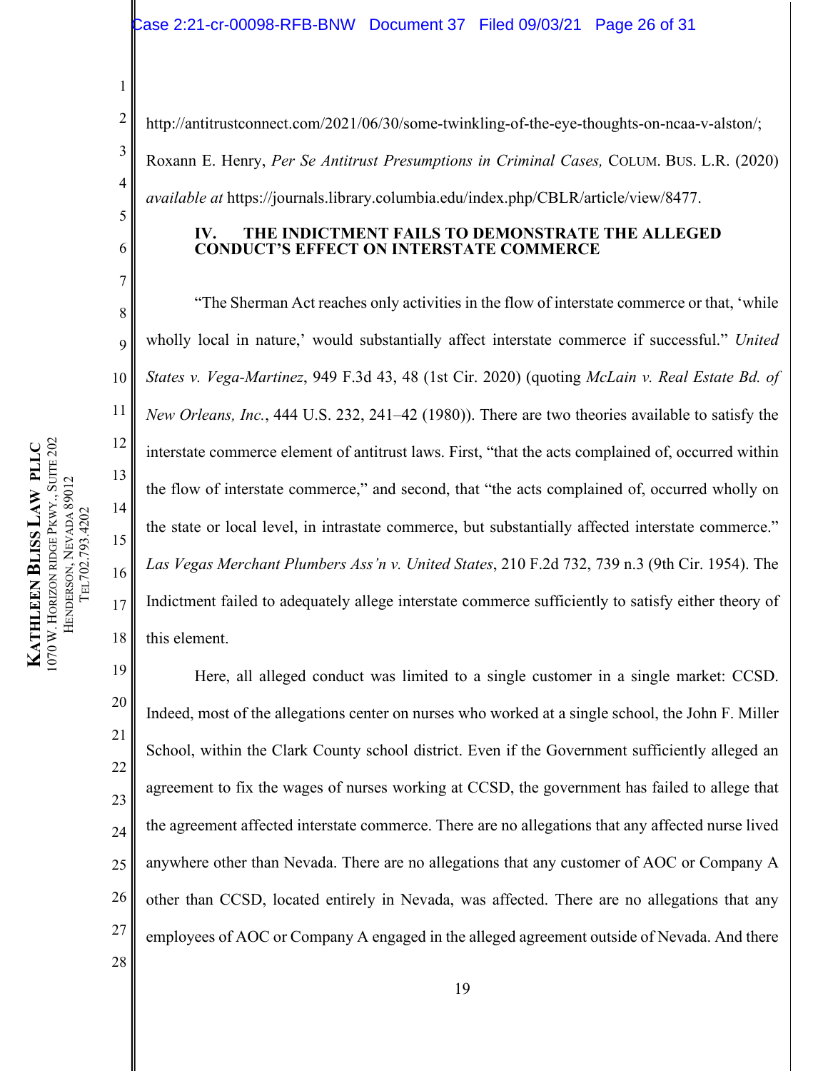http://antitrustconnect.com/2021/06/30/some-twinkling-of-the-eye-thoughts-on-ncaa-v-alston/; Roxann E. Henry, *Per Se Antitrust Presumptions in Criminal Cases,* COLUM. BUS. L.R. (2020) *available at* https://journals.library.columbia.edu/index.php/CBLR/article/view/8477.

## IV. THE INDICTMENT FAILS TO DEMONSTRATE THE ALLEGED CONDUCT'S EFFECT ON INTERSTATE COMMERCE

"The Sherman Act reaches only activities in the flow of interstate commerce or that, 'while wholly local in nature,' would substantially affect interstate commerce if successful." *United States v. Vega-Martinez*, 949 F.3d 43, 48 (1st Cir. 2020) (quoting *McLain v. Real Estate Bd. of New Orleans, Inc.*, 444 U.S. 232, 241–42 (1980)). There are two theories available to satisfy the interstate commerce element of antitrust laws. First, "that the acts complained of, occurred within the flow of interstate commerce," and second, that "the acts complained of, occurred wholly on the state or local level, in intrastate commerce, but substantially affected interstate commerce." *Las Vegas Merchant Plumbers Ass'n v. United States*, 210 F.2d 732, 739 n.3 (9th Cir. 1954). The Indictment failed to adequately allege interstate commerce sufficiently to satisfy either theory of this element.

Here, all alleged conduct was limited to a single customer in a single market: CCSD. Indeed, most of the allegations center on nurses who worked at a single school, the John F. Miller School, within the Clark County school district. Even if the Government sufficiently alleged an agreement to fix the wages of nurses working at CCSD, the government has failed to allege that the agreement affected interstate commerce. There are no allegations that any affected nurse lived anywhere other than Nevada. There are no allegations that any customer of AOC or Company A other than CCSD, located entirely in Nevada, was affected. There are no allegations that any employees of AOC or Company A engaged in the alleged agreement outside of Nevada. And there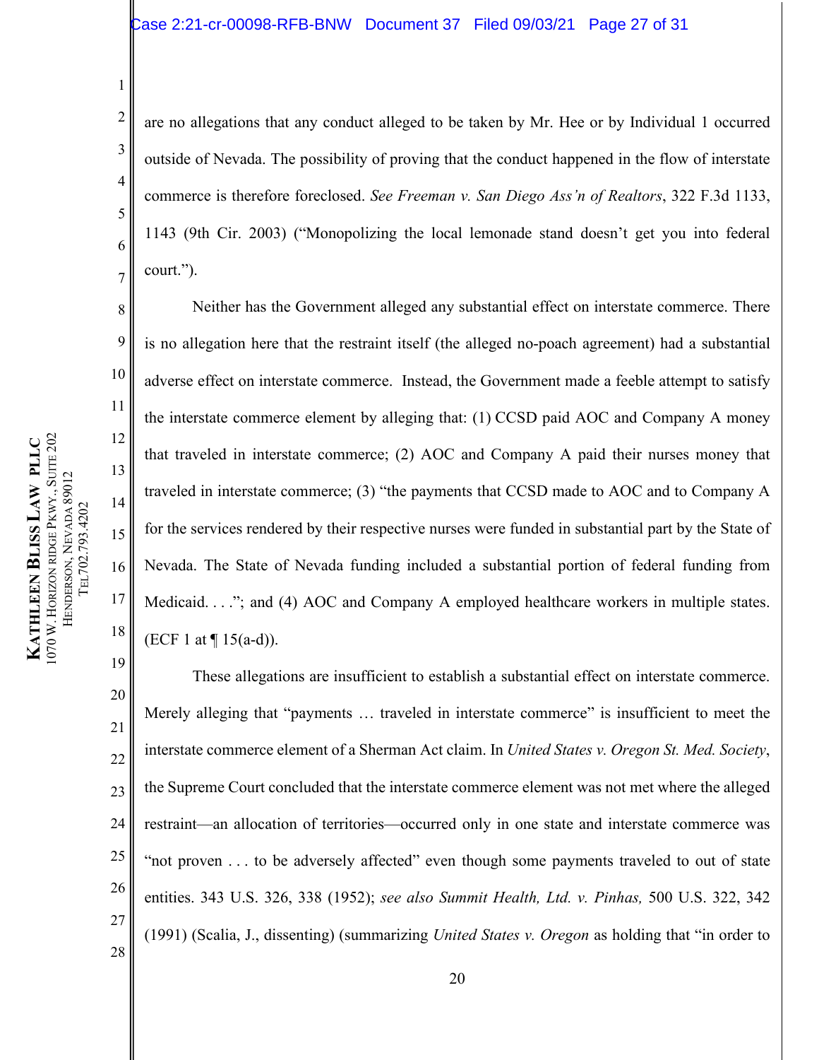are no allegations that any conduct alleged to be taken by Mr. Hee or by Individual 1 occurred outside of Nevada. The possibility of proving that the conduct happened in the flow of interstate commerce is therefore foreclosed. *See Freeman v. San Diego Ass'n of Realtors*, 322 F.3d 1133, 1143 (9th Cir. 2003) ("Monopolizing the local lemonade stand doesn't get you into federal court.").

Neither has the Government alleged any substantial effect on interstate commerce. There is no allegation here that the restraint itself (the alleged no-poach agreement) had a substantial adverse effect on interstate commerce. Instead, the Government made a feeble attempt to satisfy the interstate commerce element by alleging that: (1) CCSD paid AOC and Company A money that traveled in interstate commerce; (2) AOC and Company A paid their nurses money that traveled in interstate commerce; (3) "the payments that CCSD made to AOC and to Company A for the services rendered by their respective nurses were funded in substantial part by the State of Nevada. The State of Nevada funding included a substantial portion of federal funding from Medicaid. . . ."; and (4) AOC and Company A employed healthcare workers in multiple states. (ECF 1 at ¶ 15(a-d)).

These allegations are insufficient to establish a substantial effect on interstate commerce. Merely alleging that "payments … traveled in interstate commerce" is insufficient to meet the interstate commerce element of a Sherman Act claim. In *United States v. Oregon St. Med. Society*, the Supreme Court concluded that the interstate commerce element was not met where the alleged restraint—an allocation of territories—occurred only in one state and interstate commerce was "not proven . . . to be adversely affected" even though some payments traveled to out of state entities. 343 U.S. 326, 338 (1952); *see also Summit Health, Ltd. v. Pinhas,* 500 U.S. 322, 342 (1991) (Scalia, J., dissenting) (summarizing *United States v. Oregon* as holding that "in order to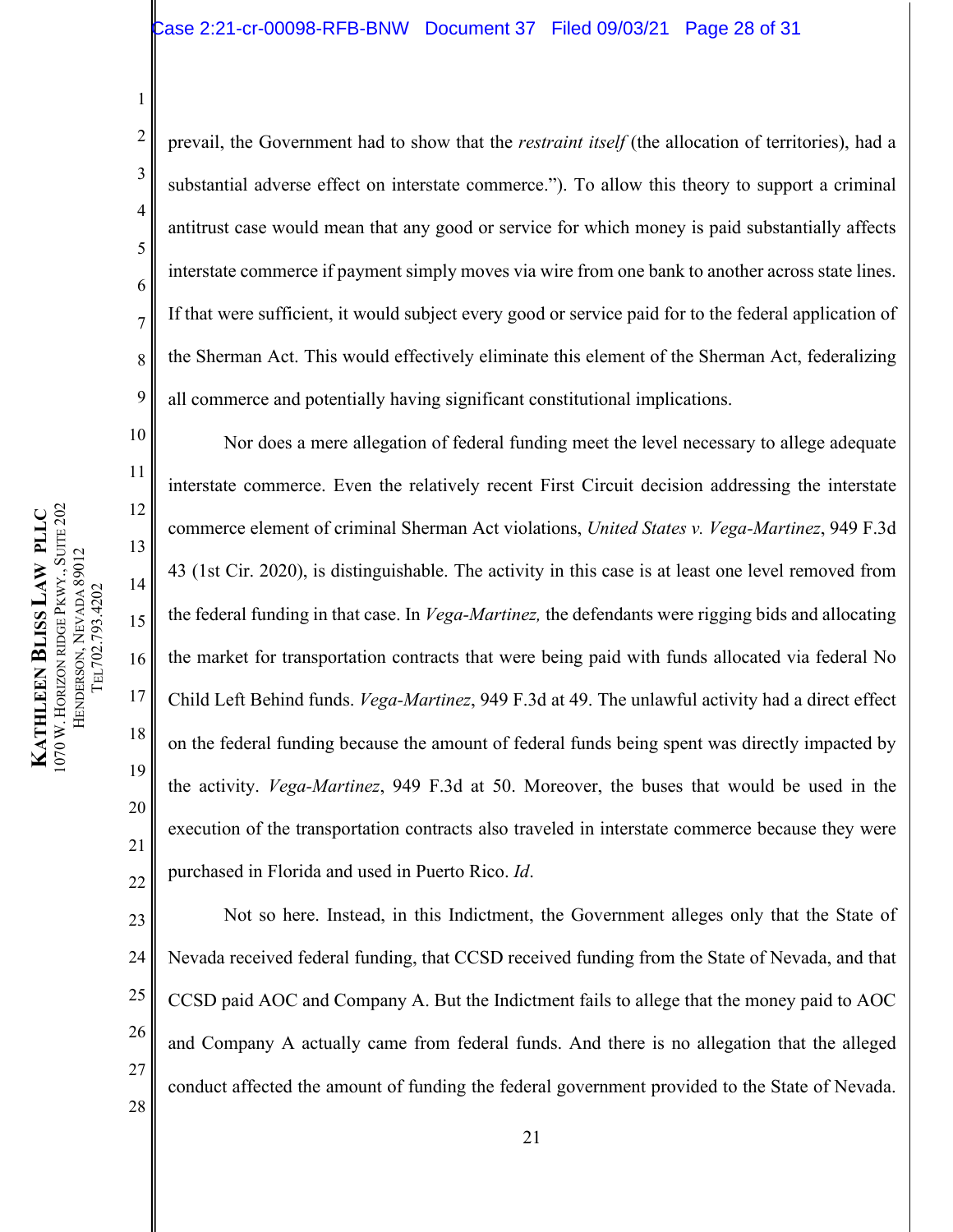prevail, the Government had to show that the *restraint itself* (the allocation of territories), had a substantial adverse effect on interstate commerce."). To allow this theory to support a criminal antitrust case would mean that any good or service for which money is paid substantially affects interstate commerce if payment simply moves via wire from one bank to another across state lines. If that were sufficient, it would subject every good or service paid for to the federal application of the Sherman Act. This would effectively eliminate this element of the Sherman Act, federalizing all commerce and potentially having significant constitutional implications.

Nor does a mere allegation of federal funding meet the level necessary to allege adequate interstate commerce. Even the relatively recent First Circuit decision addressing the interstate commerce element of criminal Sherman Act violations, *United States v. Vega-Martinez*, 949 F.3d 43 (1st Cir. 2020), is distinguishable. The activity in this case is at least one level removed from the federal funding in that case. In *Vega-Martinez,* the defendants were rigging bids and allocating the market for transportation contracts that were being paid with funds allocated via federal No Child Left Behind funds. *Vega-Martinez*, 949 F.3d at 49. The unlawful activity had a direct effect on the federal funding because the amount of federal funds being spent was directly impacted by the activity. *Vega-Martinez*, 949 F.3d at 50. Moreover, the buses that would be used in the execution of the transportation contracts also traveled in interstate commerce because they were purchased in Florida and used in Puerto Rico. *Id*.

Not so here. Instead, in this Indictment, the Government alleges only that the State of Nevada received federal funding, that CCSD received funding from the State of Nevada, and that CCSD paid AOC and Company A. But the Indictment fails to allege that the money paid to AOC and Company A actually came from federal funds. And there is no allegation that the alleged conduct affected the amount of funding the federal government provided to the State of Nevada.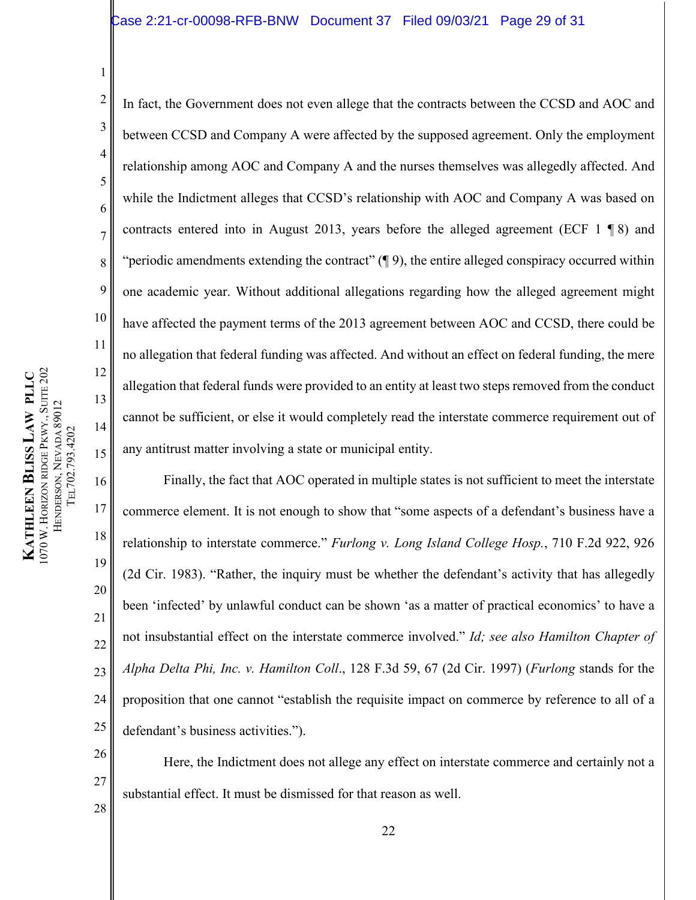In fact, the Government does not even allege that the contracts between the CCSD and AOC and between CCSD and Company A were affected by the supposed agreement. Only the employment relationship among AOC and Company A and the nurses themselves was allegedly affected. And while the Indictment alleges that CCSD's relationship with AOC and Company A was based on contracts entered into in August 2013, years before the alleged agreement (ECF 1 ¶ 8) and "periodic amendments extending the contract" (¶ 9), the entire alleged conspiracy occurred within one academic year. Without additional allegations regarding how the alleged agreement might have affected the payment terms of the 2013 agreement between AOC and CCSD, there could be no allegation that federal funding was affected. And without an effect on federal funding, the mere allegation that federal funds were provided to an entity at least two steps removed from the conduct cannot be sufficient, or else it would completely read the interstate commerce requirement out of any antitrust matter involving a state or municipal entity.

Finally, the fact that AOC operated in multiple states is not sufficient to meet the interstate commerce element. It is not enough to show that "some aspects of a defendant's business have a relationship to interstate commerce." *Furlong v. Long Island College Hosp.*, 710 F.2d 922, 926 (2d Cir. 1983). "Rather, the inquiry must be whether the defendant's activity that has allegedly been 'infected' by unlawful conduct can be shown 'as a matter of practical economics' to have a not insubstantial effect on the interstate commerce involved." *Id; see also Hamilton Chapter of Alpha Delta Phi, Inc. v. Hamilton Coll*., 128 F.3d 59, 67 (2d Cir. 1997) (*Furlong* stands for the proposition that one cannot "establish the requisite impact on commerce by reference to all of a defendant's business activities.").

Here, the Indictment does not allege any effect on interstate commerce and certainly not a substantial effect. It must be dismissed for that reason as well.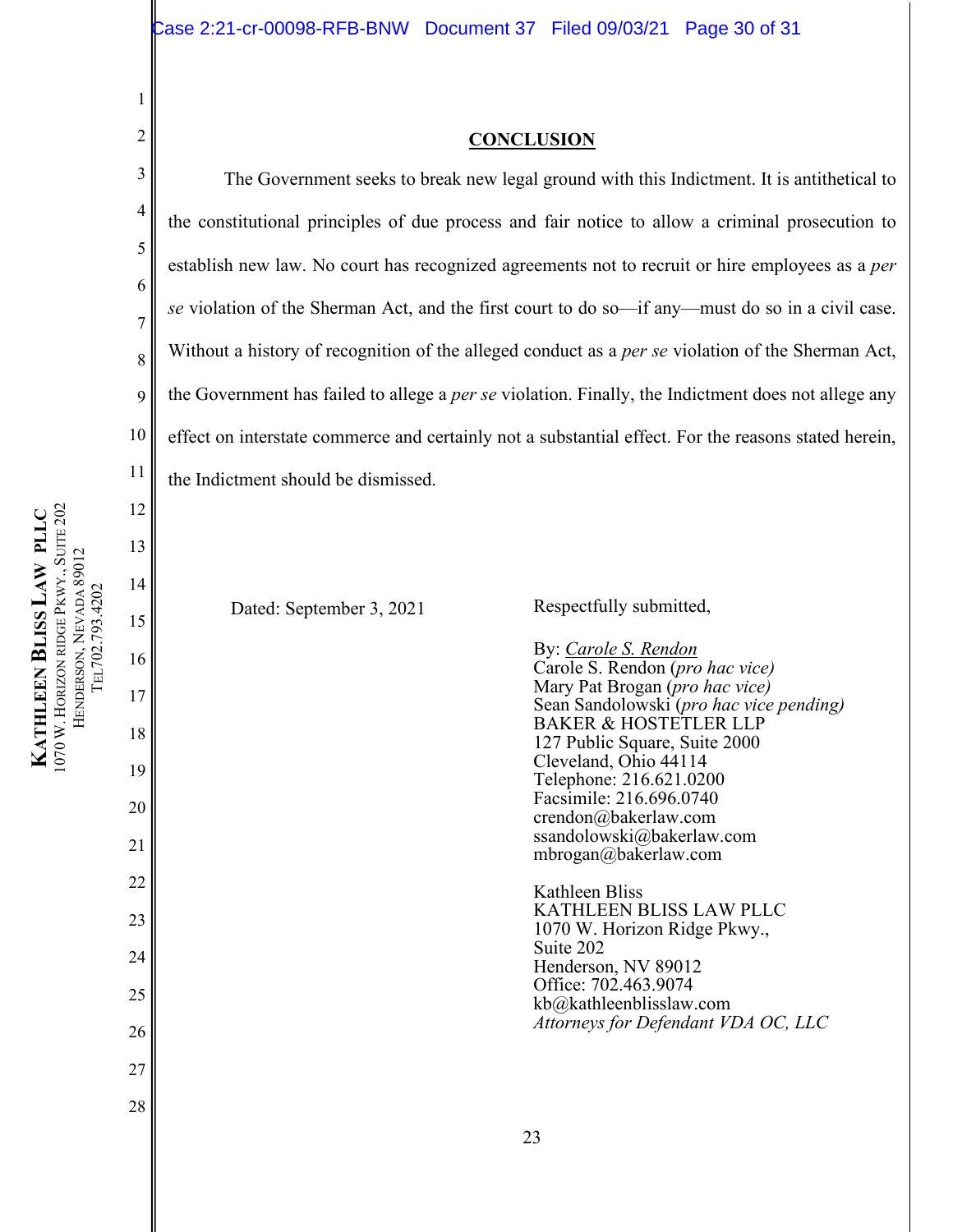## CONCLUSION

The Government seeks to break new legal ground with this Indictment. It is antithetical to the constitutional principles of due process and fair notice to allow a criminal prosecution to establish new law. No court has recognized agreements not to recruit or hire employees as a *per se* violation of the Sherman Act, and the first court to do so—if any—must do so in a civil case. Without a history of recognition of the alleged conduct as a *per se* violation of the Sherman Act, the Government has failed to allege a *per se* violation. Finally, the Indictment does not allege any effect on interstate commerce and certainly not a substantial effect. For the reasons stated herein, the Indictment should be dismissed.

Dated: September 3, 2021

Respectfully submitted,

By: *Carole S. Rendon*
Carole S. Rendon (*pro hac vice)*
Mary Pat Brogan (*pro hac vice)*
Sean Sandolowski (*pro hac vice pending)*
BAKER & HOSTETLER LLP
127 Public Square, Suite 2000
Cleveland, Ohio 44114
Telephone: 216.621.0200
Facsimile: 216.696.0740
crendon@bakerlaw.com
ssandolowski@bakerlaw.com
mbrogan@bakerlaw.com

Kathleen Bliss
KATHLEEN BLISS LAW PLLC
1070 W. Horizon Ridge Pkwy.,
Suite 202
Henderson, NV 89012
Office: 702.463.9074
kb@kathleenblisslaw.com
*Attorneys for Defendant VDA OC, LLC*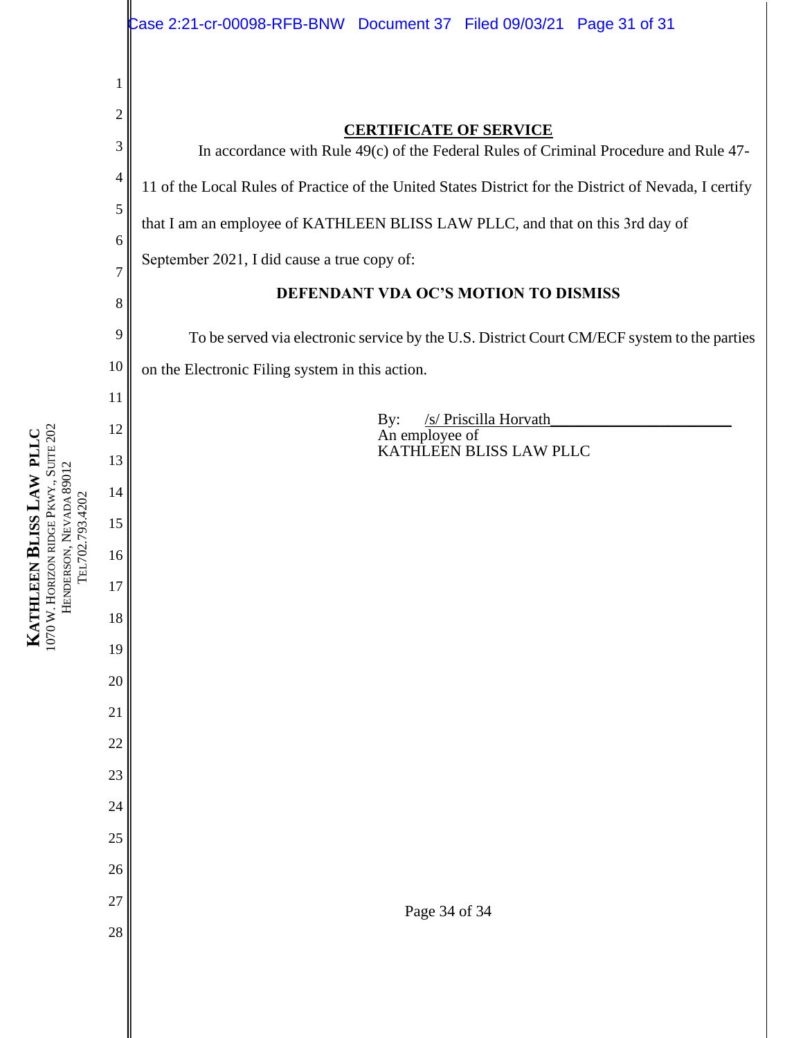## CERTIFICATE OF SERVICE

In accordance with Rule 49(c) of the Federal Rules of Criminal Procedure and Rule 47-11 of the Local Rules of Practice of the United States District for the District of Nevada, I certify that I am an employee of KATHLEEN BLISS LAW PLLC, and that on this 3rd day of September 2021, I did cause a true copy of:

**DEFENDANT VDA OC'S MOTION TO DISMISS**

To be served via electronic service by the U.S. District Court CM/ECF system to the parties on the Electronic Filing system in this action.

By: /s/ Priscilla Horvath
An employee of
KATHLEEN BLISS LAW PLLC